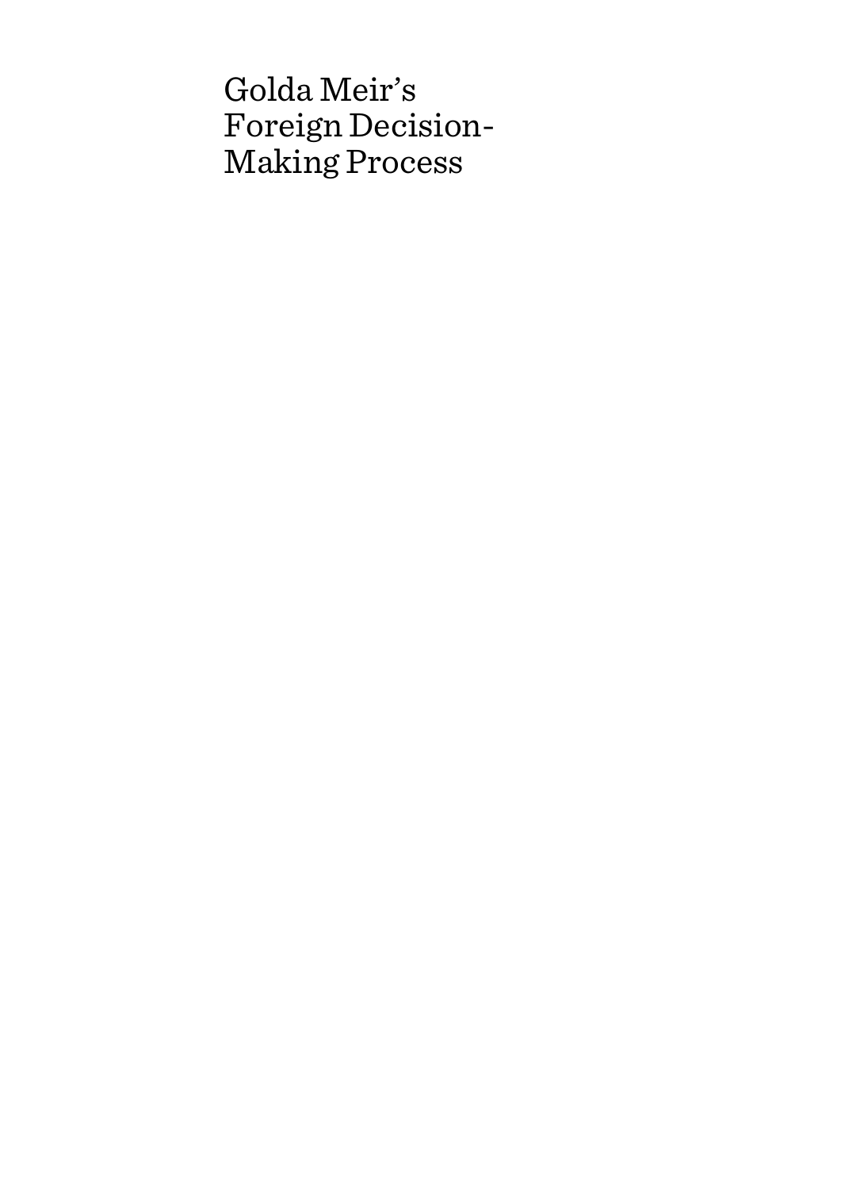# Golda Meir's Foreign Decision-Making Process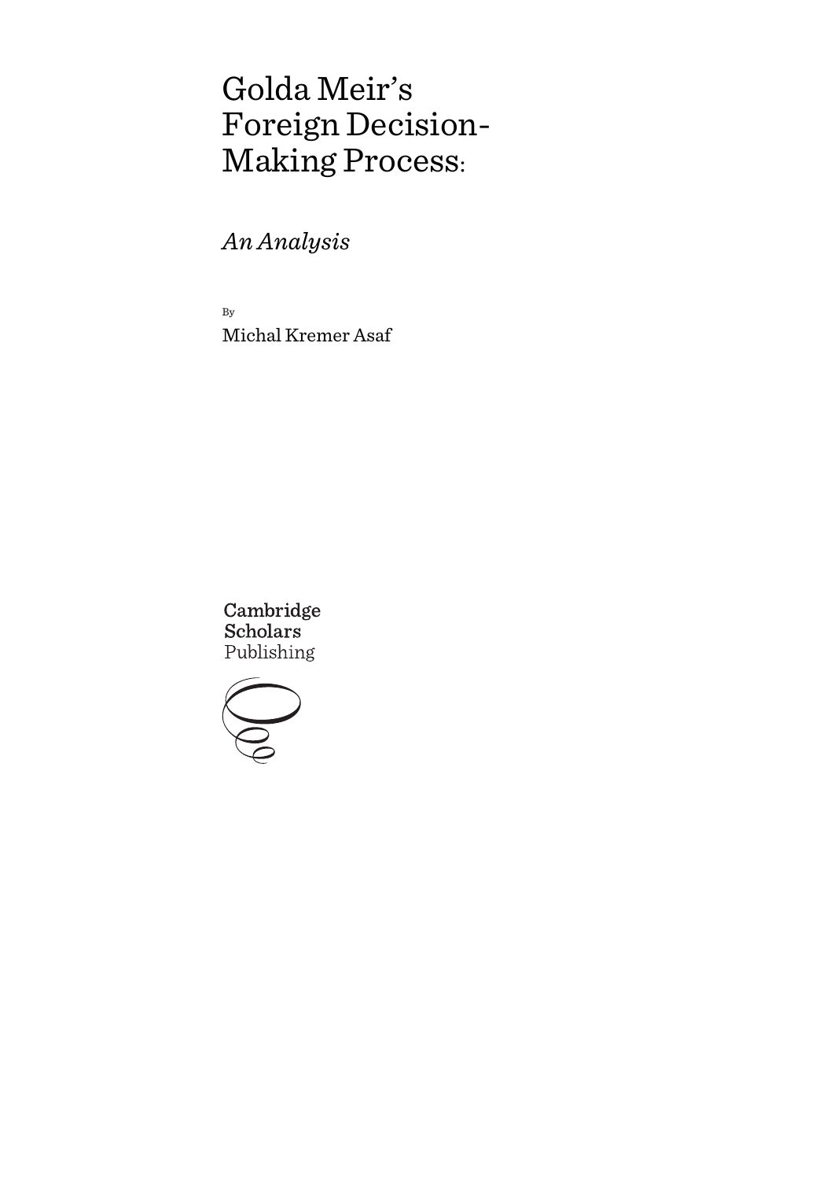# Golda Meir's Foreign Decision-Making Process:

*An Analysis*

By

Michal Kremer Asaf

Cambridge Scholars Publishing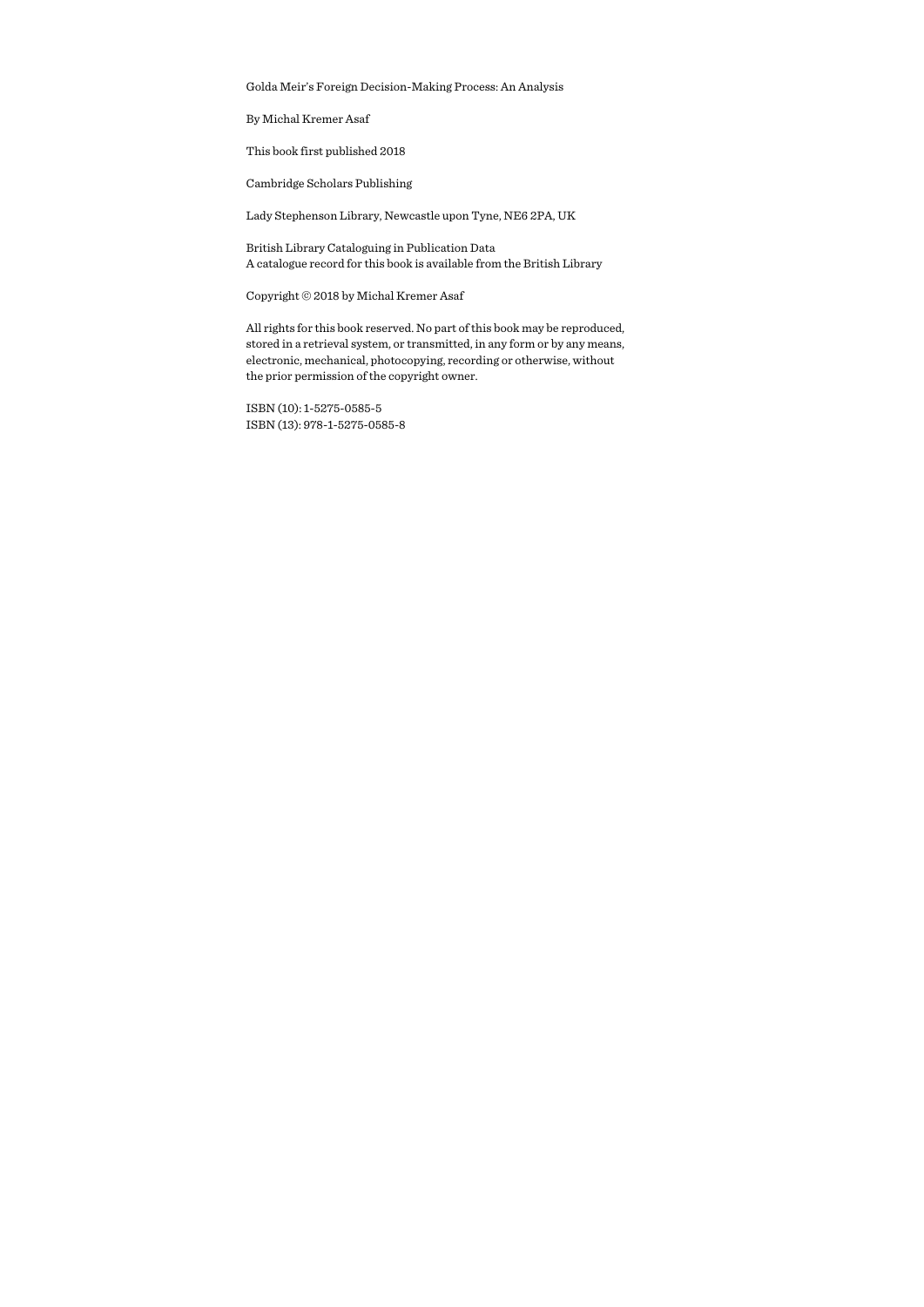Golda Meir's Foreign Decision-Making Process: An Analysis

By Michal Kremer Asaf

This book first published 2018

Cambridge Scholars Publishing

Lady Stephenson Library, Newcastle upon Tyne, NE6 2PA, UK

British Library Cataloguing in Publication Data
A catalogue record for this book is available from the British Library

Copyright © 2018 by Michal Kremer Asaf

All rights for this book reserved. No part of this book may be reproduced, stored in a retrieval system, or transmitted, in any form or by any means, electronic, mechanical, photocopying, recording or otherwise, without the prior permission of the copyright owner.

ISBN (10): 1-5275-0585-5
ISBN (13): 978-1-5275-0585-8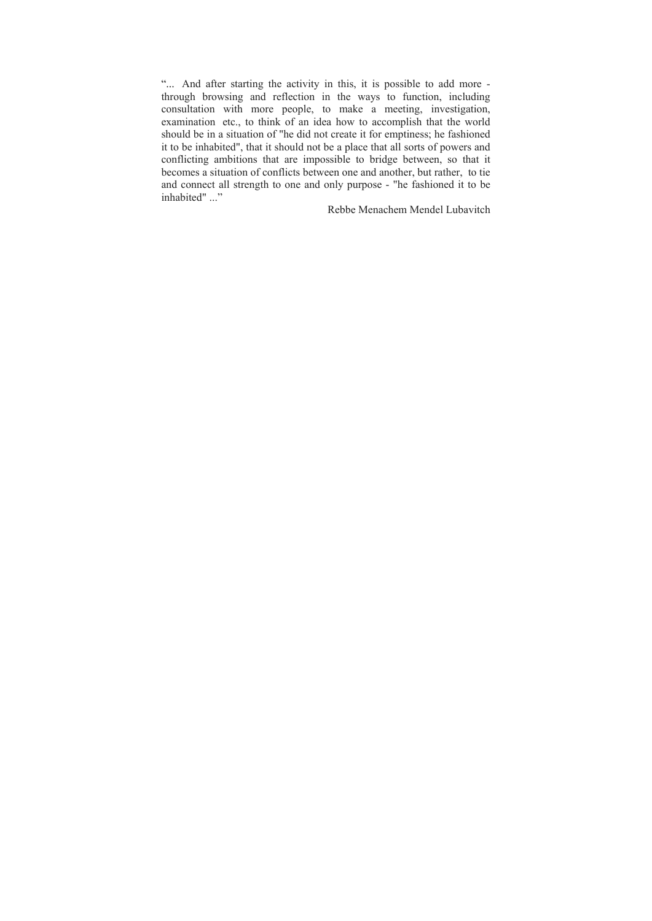“... And after starting the activity in this, it is possible to add more - through browsing and reflection in the ways to function, including consultation with more people, to make a meeting, investigation, examination etc., to think of an idea how to accomplish that the world should be in a situation of "he did not create it for emptiness; he fashioned it to be inhabited", that it should not be a place that all sorts of powers and conflicting ambitions that are impossible to bridge between, so that it becomes a situation of conflicts between one and another, but rather, to tie and connect all strength to one and only purpose - "he fashioned it to be inhabited" ...”

Rebbe Menachem Mendel Lubavitch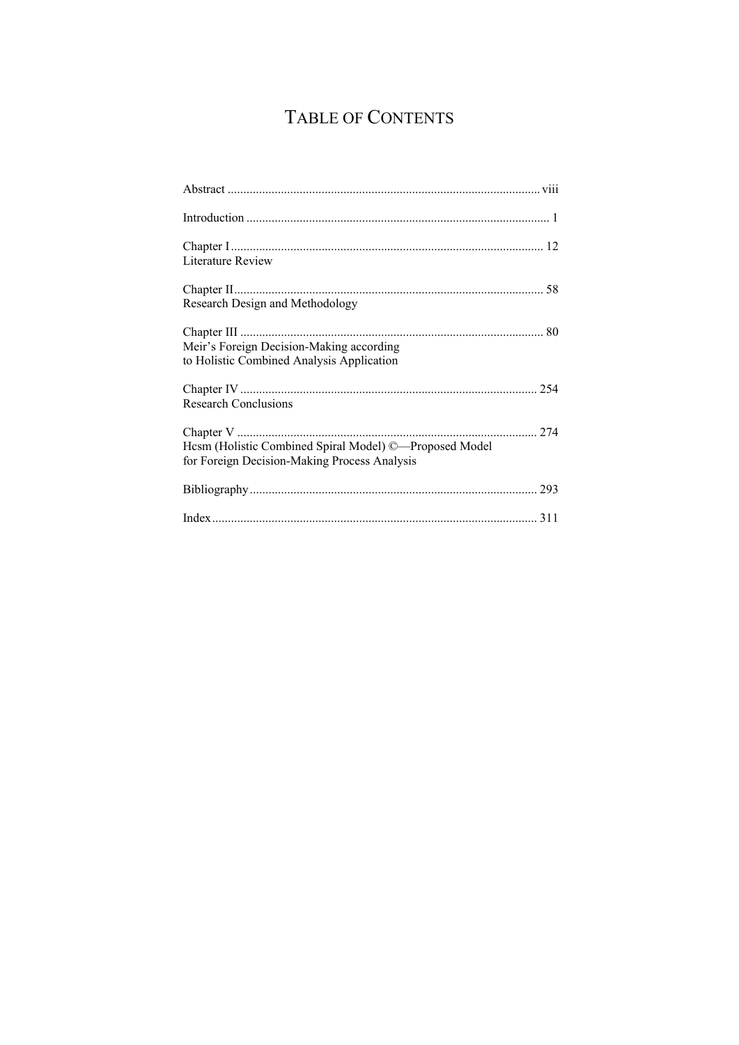# TABLE OF CONTENTS

Abstract ................................................................................................ viii

Introduction ................................................................................................ 1

Chapter I ................................................................................................ 12
Literature Review

Chapter II ................................................................................................ 58
Research Design and Methodology

Chapter III ................................................................................................ 80
Meir's Foreign Decision-Making according
to Holistic Combined Analysis Application

Chapter IV ................................................................................................ 254
Research Conclusions

Chapter V ................................................................................................ 274
Hcsm (Holistic Combined Spiral Model) ©—Proposed Model
for Foreign Decision-Making Process Analysis

Bibliography ................................................................................................ 293

Index ................................................................................................ 311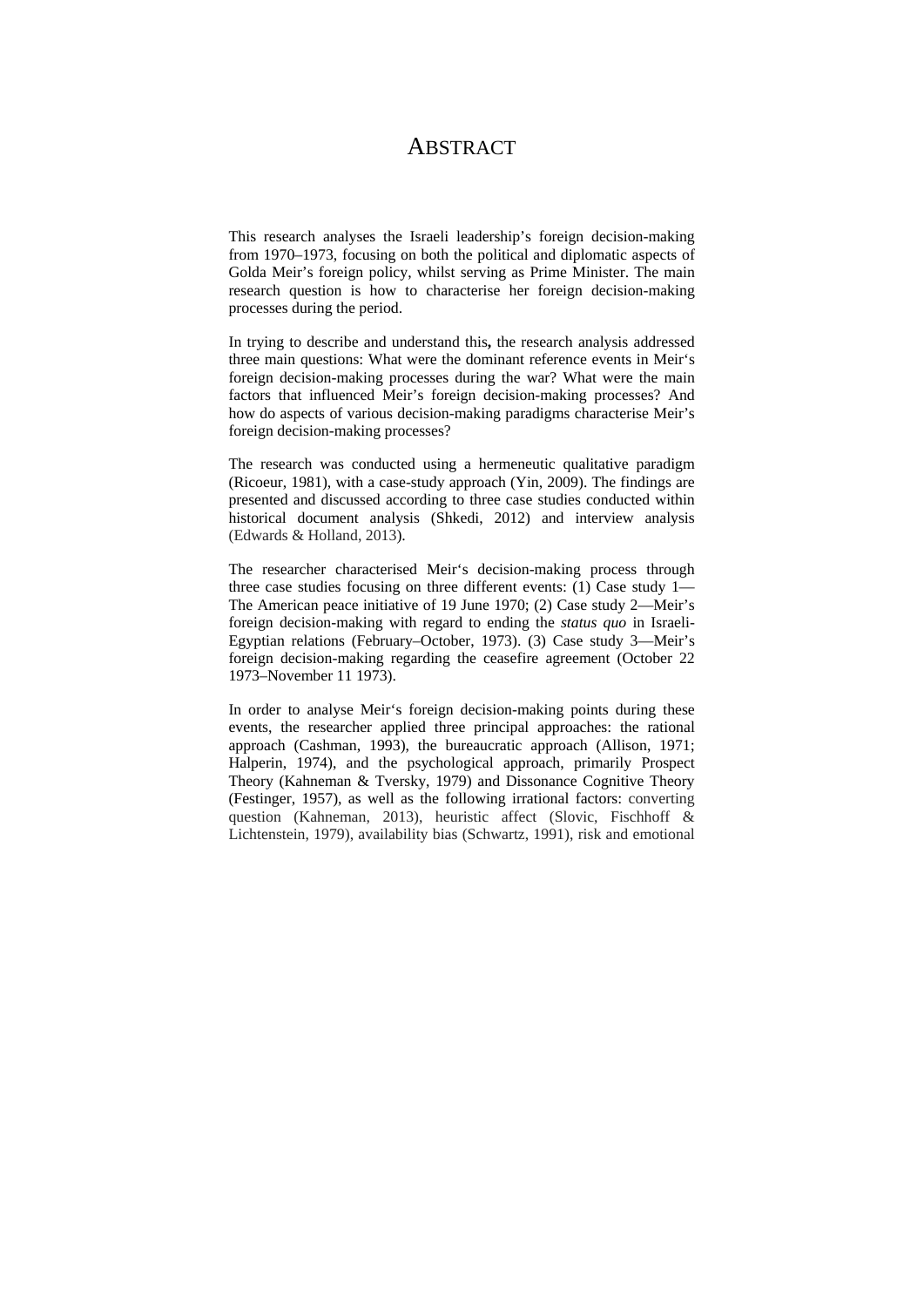# ABSTRACT

This research analyses the Israeli leadership's foreign decision-making from 1970–1973, focusing on both the political and diplomatic aspects of Golda Meir's foreign policy, whilst serving as Prime Minister. The main research question is how to characterise her foreign decision-making processes during the period.

In trying to describe and understand this**,** the research analysis addressed three main questions: What were the dominant reference events in Meir's foreign decision-making processes during the war? What were the main factors that influenced Meir's foreign decision-making processes? And how do aspects of various decision-making paradigms characterise Meir's foreign decision-making processes?

The research was conducted using a hermeneutic qualitative paradigm (Ricoeur, 1981), with a case-study approach (Yin, 2009). The findings are presented and discussed according to three case studies conducted within historical document analysis (Shkedi, 2012) and interview analysis (Edwards & Holland, 2013).

The researcher characterised Meir's decision-making process through three case studies focusing on three different events: (1) Case study 1—The American peace initiative of 19 June 1970; (2) Case study 2—Meir's foreign decision-making with regard to ending the *status quo* in Israeli-Egyptian relations (February–October, 1973). (3) Case study 3—Meir's foreign decision-making regarding the ceasefire agreement (October 22 1973–November 11 1973).

In order to analyse Meir's foreign decision-making points during these events, the researcher applied three principal approaches: the rational approach (Cashman, 1993), the bureaucratic approach (Allison, 1971; Halperin, 1974), and the psychological approach, primarily Prospect Theory (Kahneman & Tversky, 1979) and Dissonance Cognitive Theory (Festinger, 1957), as well as the following irrational factors: converting question (Kahneman, 2013), heuristic affect (Slovic, Fischhoff & Lichtenstein, 1979), availability bias (Schwartz, 1991), risk and emotional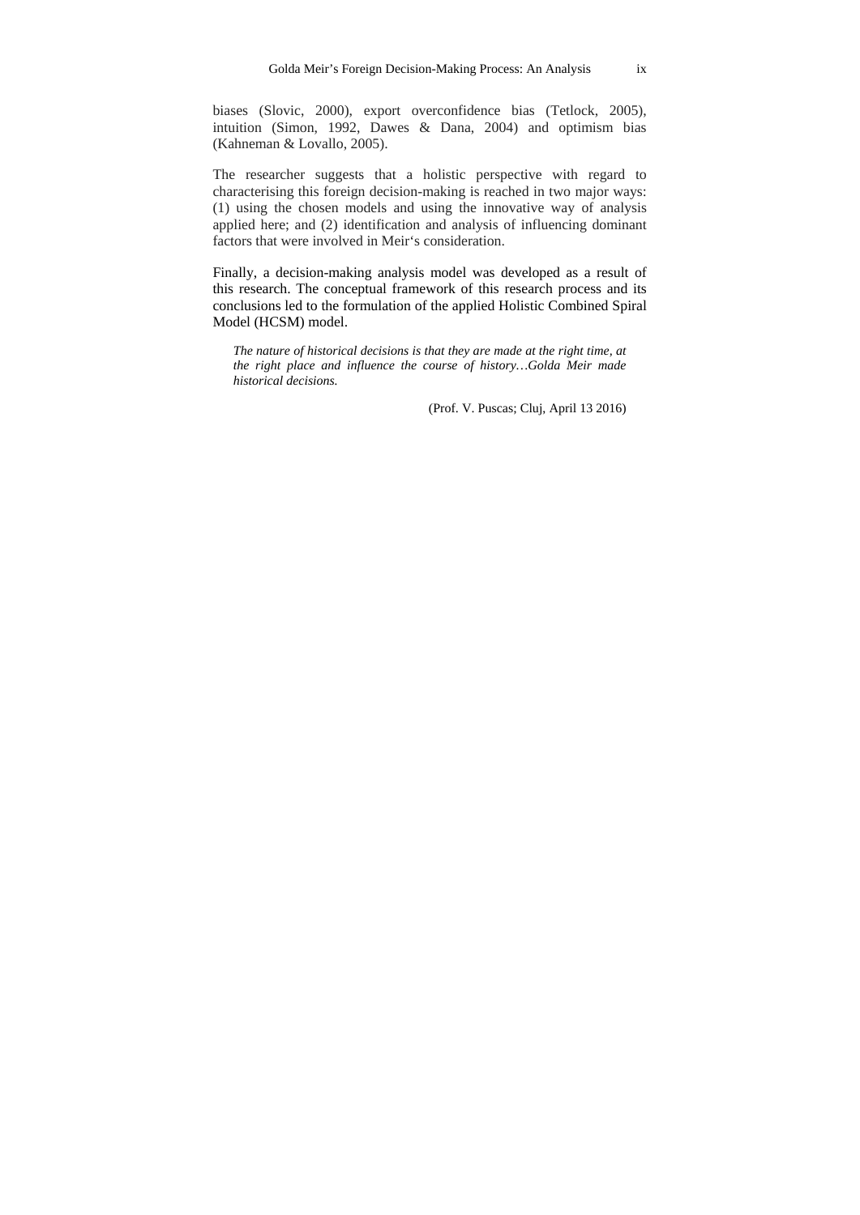biases (Slovic, 2000), export overconfidence bias (Tetlock, 2005), intuition (Simon, 1992, Dawes & Dana, 2004) and optimism bias (Kahneman & Lovallo, 2005).

The researcher suggests that a holistic perspective with regard to characterising this foreign decision-making is reached in two major ways: (1) using the chosen models and using the innovative way of analysis applied here; and (2) identification and analysis of influencing dominant factors that were involved in Meir‘s consideration.

Finally, a decision-making analysis model was developed as a result of this research. The conceptual framework of this research process and its conclusions led to the formulation of the applied Holistic Combined Spiral Model (HCSM) model.

> ***The nature of historical decisions is that they are made at the right time, at the right place and influence the course of history…Golda Meir made historical decisions.***
>
> (Prof. V. Puscas; Cluj, April 13 2016)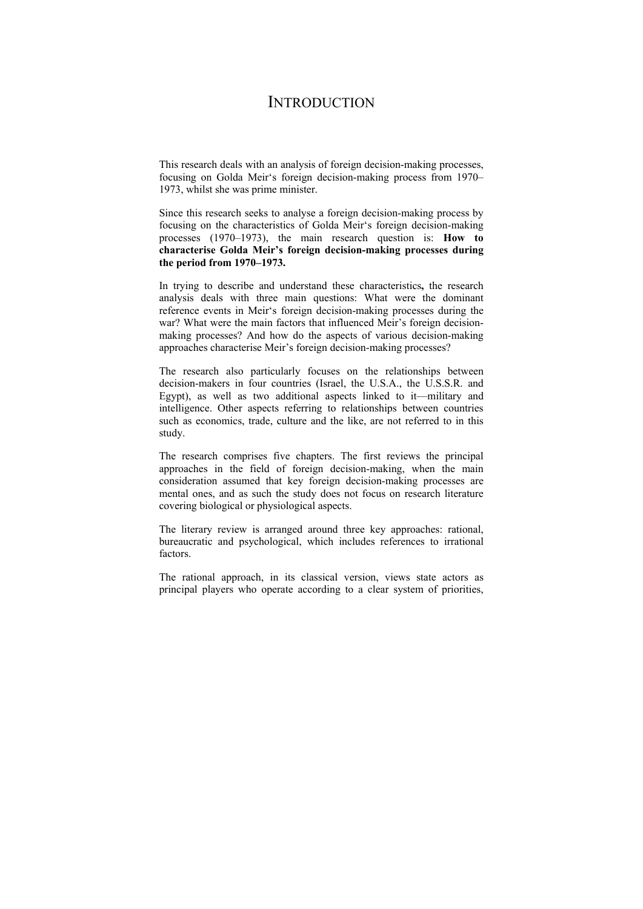# INTRODUCTION

This research deals with an analysis of foreign decision-making processes, focusing on Golda Meir's foreign decision-making process from 1970–1973, whilst she was prime minister.

Since this research seeks to analyse a foreign decision-making process by focusing on the characteristics of Golda Meir's foreign decision-making processes (1970–1973), the main research question is: **How to characterise Golda Meir's foreign decision-making processes during the period from 1970–1973.**

In trying to describe and understand these characteristics**,** the research analysis deals with three main questions: What were the dominant reference events in Meir's foreign decision-making processes during the war? What were the main factors that influenced Meir's foreign decision-making processes? And how do the aspects of various decision-making approaches characterise Meir's foreign decision-making processes?

The research also particularly focuses on the relationships between decision-makers in four countries (Israel, the U.S.A., the U.S.S.R. and Egypt), as well as two additional aspects linked to it—military and intelligence. Other aspects referring to relationships between countries such as economics, trade, culture and the like, are not referred to in this study.

The research comprises five chapters. The first reviews the principal approaches in the field of foreign decision-making, when the main consideration assumed that key foreign decision-making processes are mental ones, and as such the study does not focus on research literature covering biological or physiological aspects.

The literary review is arranged around three key approaches: rational, bureaucratic and psychological, which includes references to irrational factors.

The rational approach, in its classical version, views state actors as principal players who operate according to a clear system of priorities,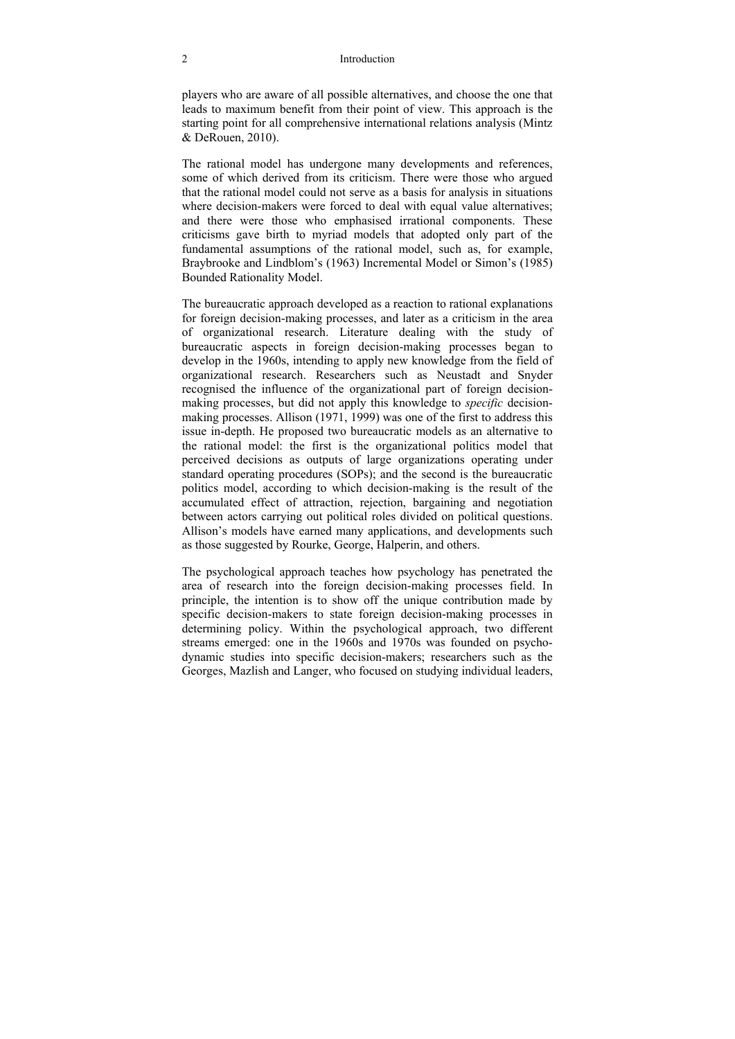players who are aware of all possible alternatives, and choose the one that leads to maximum benefit from their point of view. This approach is the starting point for all comprehensive international relations analysis (Mintz & DeRouen, 2010).

The rational model has undergone many developments and references, some of which derived from its criticism. There were those who argued that the rational model could not serve as a basis for analysis in situations where decision-makers were forced to deal with equal value alternatives; and there were those who emphasised irrational components. These criticisms gave birth to myriad models that adopted only part of the fundamental assumptions of the rational model, such as, for example, Braybrooke and Lindblom's (1963) Incremental Model or Simon's (1985) Bounded Rationality Model.

The bureaucratic approach developed as a reaction to rational explanations for foreign decision-making processes, and later as a criticism in the area of organizational research. Literature dealing with the study of bureaucratic aspects in foreign decision-making processes began to develop in the 1960s, intending to apply new knowledge from the field of organizational research. Researchers such as Neustadt and Snyder recognised the influence of the organizational part of foreign decision-making processes, but did not apply this knowledge to *specific* decision-making processes. Allison (1971, 1999) was one of the first to address this issue in-depth. He proposed two bureaucratic models as an alternative to the rational model: the first is the organizational politics model that perceived decisions as outputs of large organizations operating under standard operating procedures (SOPs); and the second is the bureaucratic politics model, according to which decision-making is the result of the accumulated effect of attraction, rejection, bargaining and negotiation between actors carrying out political roles divided on political questions. Allison's models have earned many applications, and developments such as those suggested by Rourke, George, Halperin, and others.

The psychological approach teaches how psychology has penetrated the area of research into the foreign decision-making processes field. In principle, the intention is to show off the unique contribution made by specific decision-makers to state foreign decision-making processes in determining policy. Within the psychological approach, two different streams emerged: one in the 1960s and 1970s was founded on psycho-dynamic studies into specific decision-makers; researchers such as the Georges, Mazlish and Langer, who focused on studying individual leaders,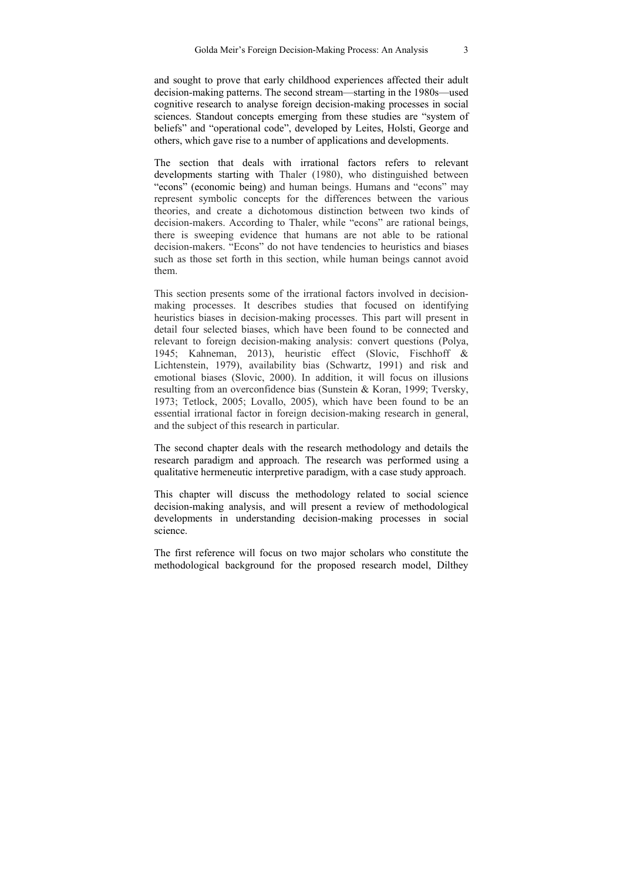and sought to prove that early childhood experiences affected their adult decision-making patterns. The second stream—starting in the 1980s—used cognitive research to analyse foreign decision-making processes in social sciences. Standout concepts emerging from these studies are "system of beliefs" and "operational code", developed by Leites, Holsti, George and others, which gave rise to a number of applications and developments.

The section that deals with irrational factors refers to relevant developments starting with Thaler (1980), who distinguished between "econs" (economic being) and human beings. Humans and "econs" may represent symbolic concepts for the differences between the various theories, and create a dichotomous distinction between two kinds of decision-makers. According to Thaler, while "econs" are rational beings, there is sweeping evidence that humans are not able to be rational decision-makers. "Econs" do not have tendencies to heuristics and biases such as those set forth in this section, while human beings cannot avoid them.

This section presents some of the irrational factors involved in decision-making processes. It describes studies that focused on identifying heuristics biases in decision-making processes. This part will present in detail four selected biases, which have been found to be connected and relevant to foreign decision-making analysis: convert questions (Polya, 1945; Kahneman, 2013), heuristic effect (Slovic, Fischhoff & Lichtenstein, 1979), availability bias (Schwartz, 1991) and risk and emotional biases (Slovic, 2000). In addition, it will focus on illusions resulting from an overconfidence bias (Sunstein & Koran, 1999; Tversky, 1973; Tetlock, 2005; Lovallo, 2005), which have been found to be an essential irrational factor in foreign decision-making research in general, and the subject of this research in particular.

The second chapter deals with the research methodology and details the research paradigm and approach. The research was performed using a qualitative hermeneutic interpretive paradigm, with a case study approach.

This chapter will discuss the methodology related to social science decision-making analysis, and will present a review of methodological developments in understanding decision-making processes in social science.

The first reference will focus on two major scholars who constitute the methodological background for the proposed research model, Dilthey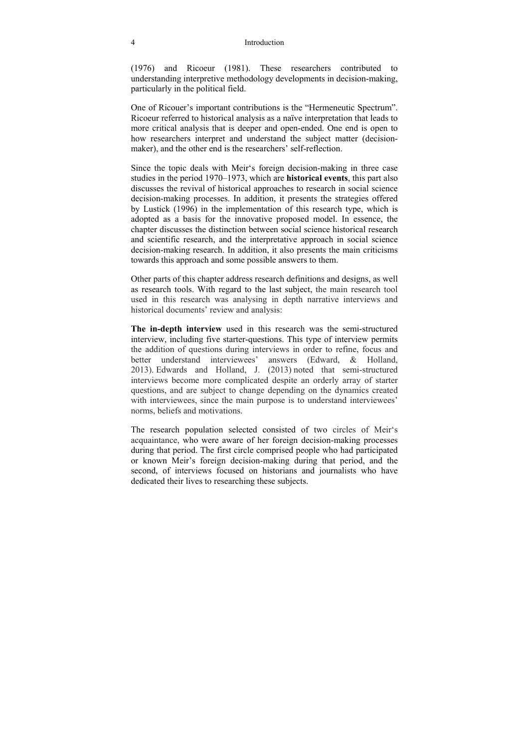(1976) and Ricoeur (1981). These researchers contributed to understanding interpretive methodology developments in decision-making, particularly in the political field.

One of Ricouer's important contributions is the "Hermeneutic Spectrum". Ricoeur referred to historical analysis as a naïve interpretation that leads to more critical analysis that is deeper and open-ended. One end is open to how researchers interpret and understand the subject matter (decision-maker), and the other end is the researchers' self-reflection.

Since the topic deals with Meir's foreign decision-making in three case studies in the period 1970–1973, which are **historical events**, this part also discusses the revival of historical approaches to research in social science decision-making processes. In addition, it presents the strategies offered by Lustick (1996) in the implementation of this research type, which is adopted as a basis for the innovative proposed model. In essence, the chapter discusses the distinction between social science historical research and scientific research, and the interpretative approach in social science decision-making research. In addition, it also presents the main criticisms towards this approach and some possible answers to them.

Other parts of this chapter address research definitions and designs, as well as research tools. With regard to the last subject, the main research tool used in this research was analysing in depth narrative interviews and historical documents' review and analysis:

**The in-depth interview** used in this research was the semi-structured interview, including five starter-questions. This type of interview permits the addition of questions during interviews in order to refine, focus and better understand interviewees' answers (Edward, & Holland, 2013). Edwards and Holland, J. (2013) noted that semi-structured interviews become more complicated despite an orderly array of starter questions, and are subject to change depending on the dynamics created with interviewees, since the main purpose is to understand interviewees' norms, beliefs and motivations.

The research population selected consisted of two circles of Meir's acquaintance, who were aware of her foreign decision-making processes during that period. The first circle comprised people who had participated or known Meir's foreign decision-making during that period, and the second, of interviews focused on historians and journalists who have dedicated their lives to researching these subjects.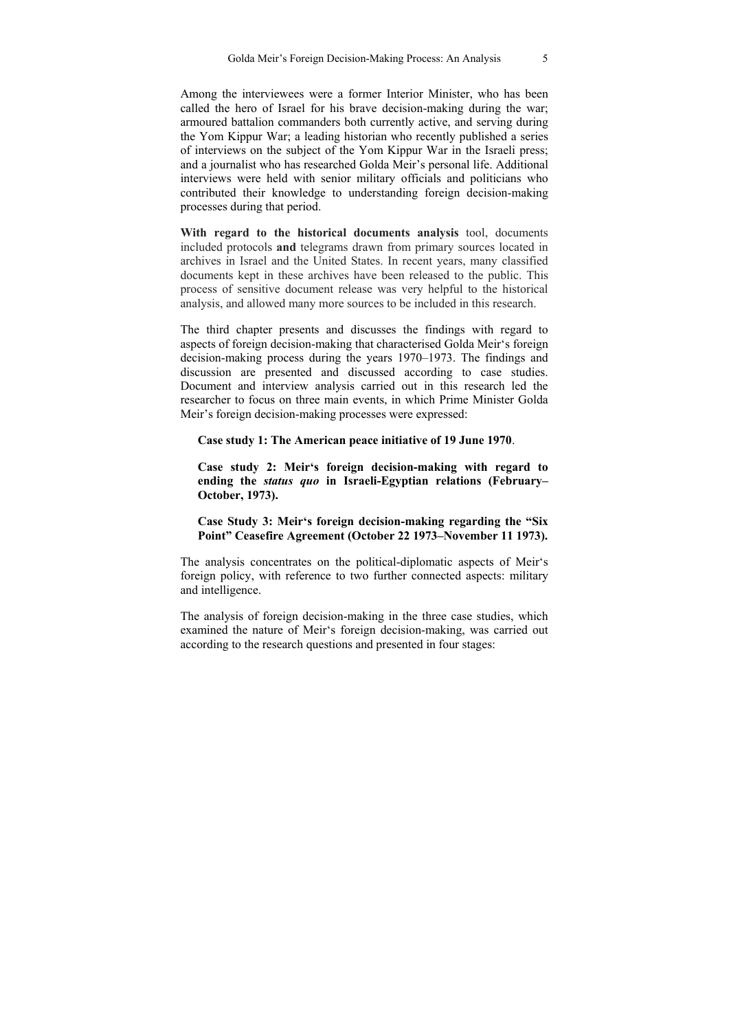Among the interviewees were a former Interior Minister, who has been called the hero of Israel for his brave decision-making during the war; armoured battalion commanders both currently active, and serving during the Yom Kippur War; a leading historian who recently published a series of interviews on the subject of the Yom Kippur War in the Israeli press; and a journalist who has researched Golda Meir's personal life. Additional interviews were held with senior military officials and politicians who contributed their knowledge to understanding foreign decision-making processes during that period.

**With regard to the historical documents analysis** tool, documents included protocols **and** telegrams drawn from primary sources located in archives in Israel and the United States. In recent years, many classified documents kept in these archives have been released to the public. This process of sensitive document release was very helpful to the historical analysis, and allowed many more sources to be included in this research.

The third chapter presents and discusses the findings with regard to aspects of foreign decision-making that characterised Golda Meir's foreign decision-making process during the years 1970–1973. The findings and discussion are presented and discussed according to case studies. Document and interview analysis carried out in this research led the researcher to focus on three main events, in which Prime Minister Golda Meir's foreign decision-making processes were expressed:

**Case study 1: The American peace initiative of 19 June 1970**.

**Case study 2: Meir's foreign decision-making with regard to ending the *status quo* in Israeli-Egyptian relations (February–October, 1973).**

**Case Study 3: Meir's foreign decision-making regarding the "Six Point" Ceasefire Agreement (October 22 1973–November 11 1973).**

The analysis concentrates on the political-diplomatic aspects of Meir's foreign policy, with reference to two further connected aspects: military and intelligence.

The analysis of foreign decision-making in the three case studies, which examined the nature of Meir's foreign decision-making, was carried out according to the research questions and presented in four stages: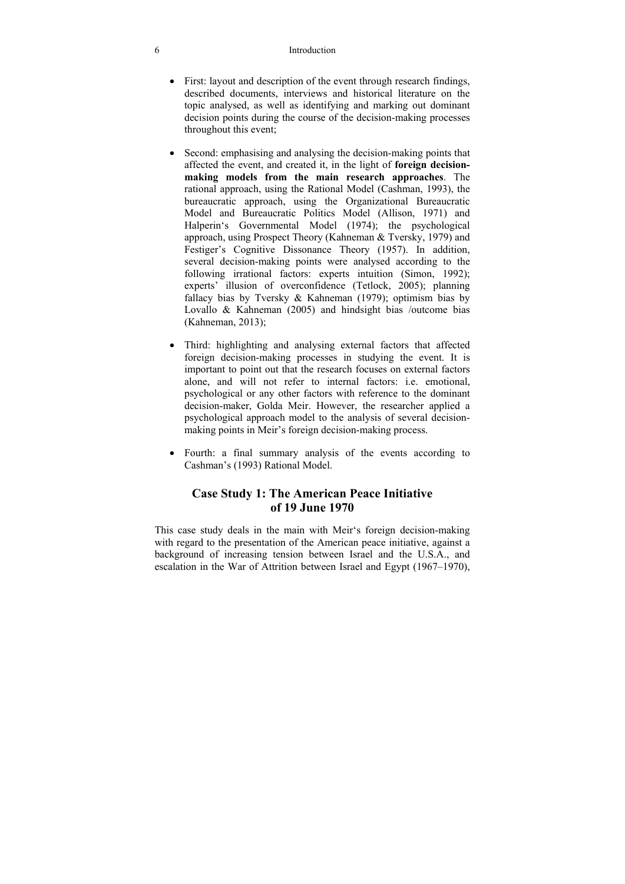- First: layout and description of the event through research findings, described documents, interviews and historical literature on the topic analysed, as well as identifying and marking out dominant decision points during the course of the decision-making processes throughout this event;

- Second: emphasising and analysing the decision-making points that affected the event, and created it, in the light of **foreign decision-making models from the main research approaches**. The rational approach, using the Rational Model (Cashman, 1993), the bureaucratic approach, using the Organizational Bureaucratic Model and Bureaucratic Politics Model (Allison, 1971) and Halperin's Governmental Model (1974); the psychological approach, using Prospect Theory (Kahneman & Tversky, 1979) and Festiger's Cognitive Dissonance Theory (1957). In addition, several decision-making points were analysed according to the following irrational factors: experts intuition (Simon, 1992); experts' illusion of overconfidence (Tetlock, 2005); planning fallacy bias by Tversky & Kahneman (1979); optimism bias by Lovallo & Kahneman (2005) and hindsight bias /outcome bias (Kahneman, 2013);

- Third: highlighting and analysing external factors that affected foreign decision-making processes in studying the event. It is important to point out that the research focuses on external factors alone, and will not refer to internal factors: i.e. emotional, psychological or any other factors with reference to the dominant decision-maker, Golda Meir. However, the researcher applied a psychological approach model to the analysis of several decision-making points in Meir's foreign decision-making process.

- Fourth: a final summary analysis of the events according to Cashman's (1993) Rational Model.

## Case Study 1: The American Peace Initiative of 19 June 1970

This case study deals in the main with Meir's foreign decision-making with regard to the presentation of the American peace initiative, against a background of increasing tension between Israel and the U.S.A., and escalation in the War of Attrition between Israel and Egypt (1967–1970),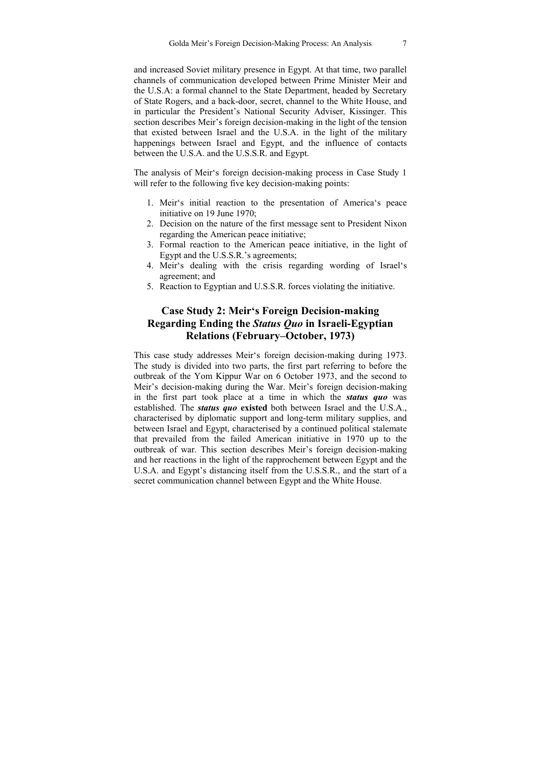and increased Soviet military presence in Egypt. At that time, two parallel channels of communication developed between Prime Minister Meir and the U.S.A: a formal channel to the State Department, headed by Secretary of State Rogers, and a back-door, secret, channel to the White House, and in particular the President's National Security Adviser, Kissinger. This section describes Meir's foreign decision-making in the light of the tension that existed between Israel and the U.S.A. in the light of the military happenings between Israel and Egypt, and the influence of contacts between the U.S.A. and the U.S.S.R. and Egypt.

The analysis of Meir's foreign decision-making process in Case Study 1 will refer to the following five key decision-making points:

1. Meir's initial reaction to the presentation of America's peace initiative on 19 June 1970;
2. Decision on the nature of the first message sent to President Nixon regarding the American peace initiative;
3. Formal reaction to the American peace initiative, in the light of Egypt and the U.S.S.R.'s agreements;
4. Meir's dealing with the crisis regarding wording of Israel's agreement; and
5. Reaction to Egyptian and U.S.S.R. forces violating the initiative.

## Case Study 2: Meir's Foreign Decision-making Regarding Ending the *Status Quo* in Israeli-Egyptian Relations (February–October, 1973)

This case study addresses Meir's foreign decision-making during 1973. The study is divided into two parts, the first part referring to before the outbreak of the Yom Kippur War on 6 October 1973, and the second to Meir's decision-making during the War. Meir's foreign decision-making in the first part took place at a time in which the ***status quo*** was established. The ***status quo* existed** both between Israel and the U.S.A., characterised by diplomatic support and long-term military supplies, and between Israel and Egypt, characterised by a continued political stalemate that prevailed from the failed American initiative in 1970 up to the outbreak of war. This section describes Meir's foreign decision-making and her reactions in the light of the rapprochement between Egypt and the U.S.A. and Egypt's distancing itself from the U.S.S.R., and the start of a secret communication channel between Egypt and the White House.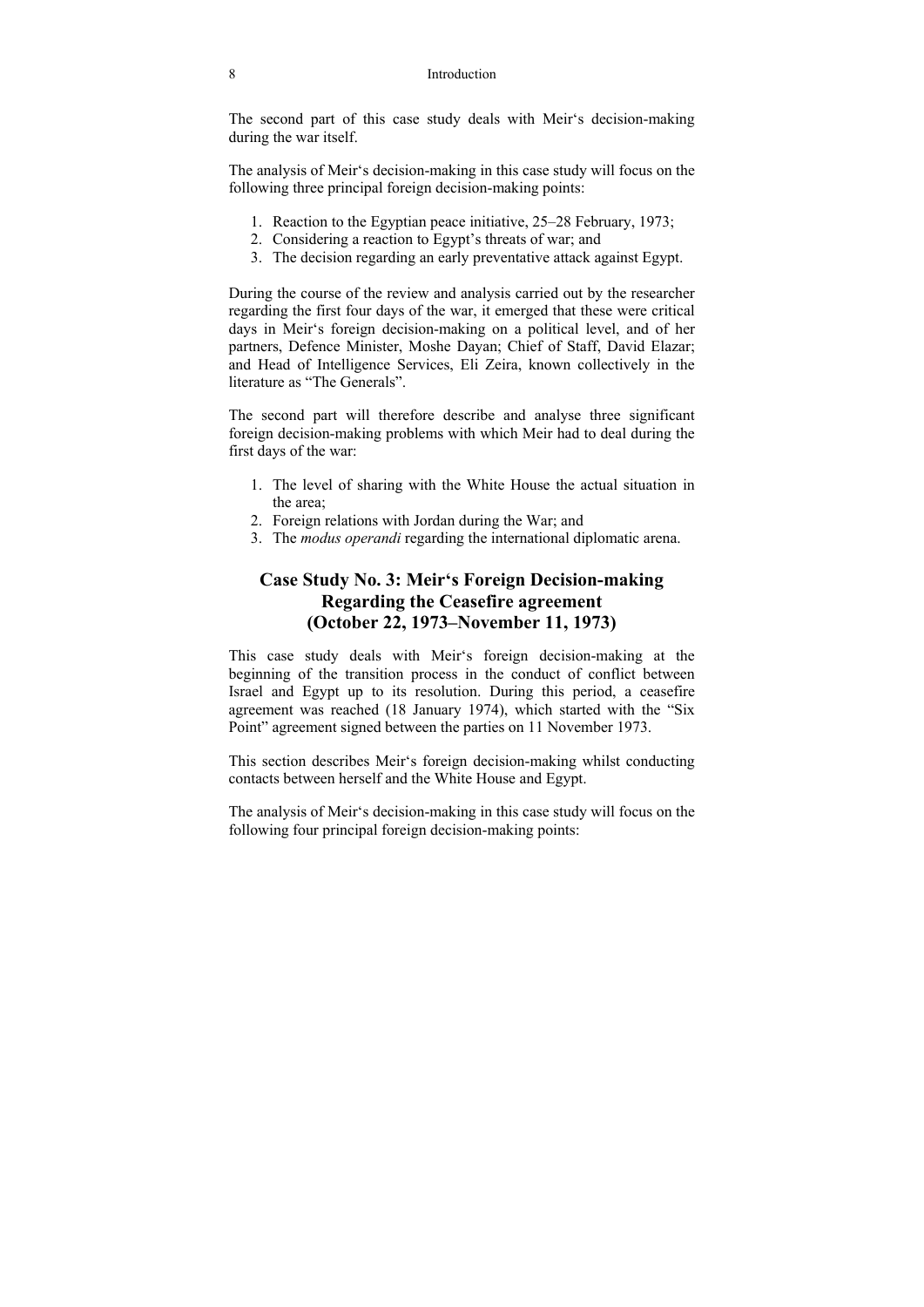The second part of this case study deals with Meir's decision-making during the war itself.

The analysis of Meir's decision-making in this case study will focus on the following three principal foreign decision-making points:

1. Reaction to the Egyptian peace initiative, 25–28 February, 1973;
2. Considering a reaction to Egypt's threats of war; and
3. The decision regarding an early preventative attack against Egypt.

During the course of the review and analysis carried out by the researcher regarding the first four days of the war, it emerged that these were critical days in Meir's foreign decision-making on a political level, and of her partners, Defence Minister, Moshe Dayan; Chief of Staff, David Elazar; and Head of Intelligence Services, Eli Zeira, known collectively in the literature as "The Generals".

The second part will therefore describe and analyse three significant foreign decision-making problems with which Meir had to deal during the first days of the war:

1. The level of sharing with the White House the actual situation in the area;
2. Foreign relations with Jordan during the War; and
3. The *modus operandi* regarding the international diplomatic arena.

## Case Study No. 3: Meir's Foreign Decision-making Regarding the Ceasefire agreement (October 22, 1973–November 11, 1973)

This case study deals with Meir's foreign decision-making at the beginning of the transition process in the conduct of conflict between Israel and Egypt up to its resolution. During this period, a ceasefire agreement was reached (18 January 1974), which started with the "Six Point" agreement signed between the parties on 11 November 1973.

This section describes Meir's foreign decision-making whilst conducting contacts between herself and the White House and Egypt.

The analysis of Meir's decision-making in this case study will focus on the following four principal foreign decision-making points: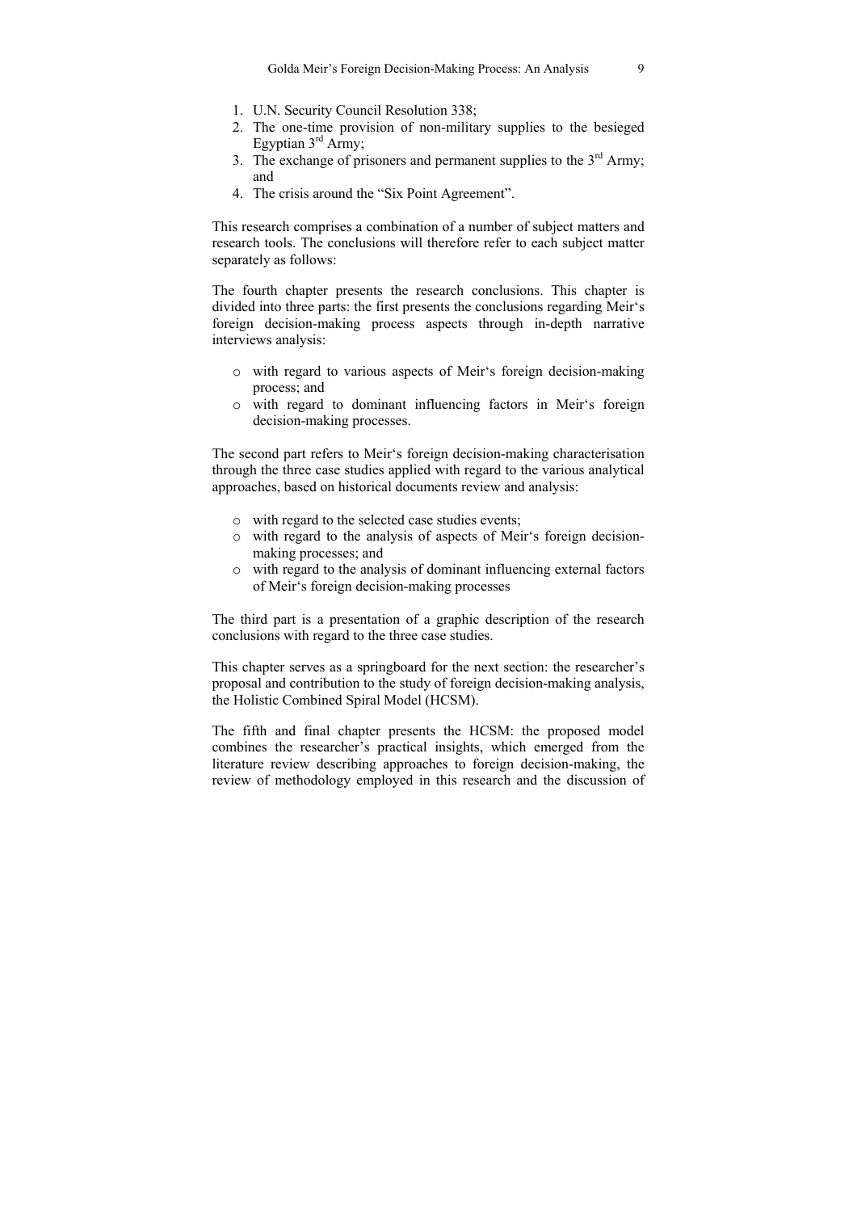1. U.N. Security Council Resolution 338;
2. The one-time provision of non-military supplies to the besieged Egyptian 3rd Army;
3. The exchange of prisoners and permanent supplies to the 3rd Army; and
4. The crisis around the "Six Point Agreement".

This research comprises a combination of a number of subject matters and research tools. The conclusions will therefore refer to each subject matter separately as follows:

The fourth chapter presents the research conclusions. This chapter is divided into three parts: the first presents the conclusions regarding Meir's foreign decision-making process aspects through in-depth narrative interviews analysis:

- with regard to various aspects of Meir's foreign decision-making process; and
- with regard to dominant influencing factors in Meir's foreign decision-making processes.

The second part refers to Meir's foreign decision-making characterisation through the three case studies applied with regard to the various analytical approaches, based on historical documents review and analysis:

- with regard to the selected case studies events;
- with regard to the analysis of aspects of Meir's foreign decision-making processes; and
- with regard to the analysis of dominant influencing external factors of Meir's foreign decision-making processes

The third part is a presentation of a graphic description of the research conclusions with regard to the three case studies.

This chapter serves as a springboard for the next section: the researcher's proposal and contribution to the study of foreign decision-making analysis, the Holistic Combined Spiral Model (HCSM).

The fifth and final chapter presents the HCSM: the proposed model combines the researcher's practical insights, which emerged from the literature review describing approaches to foreign decision-making, the review of methodology employed in this research and the discussion of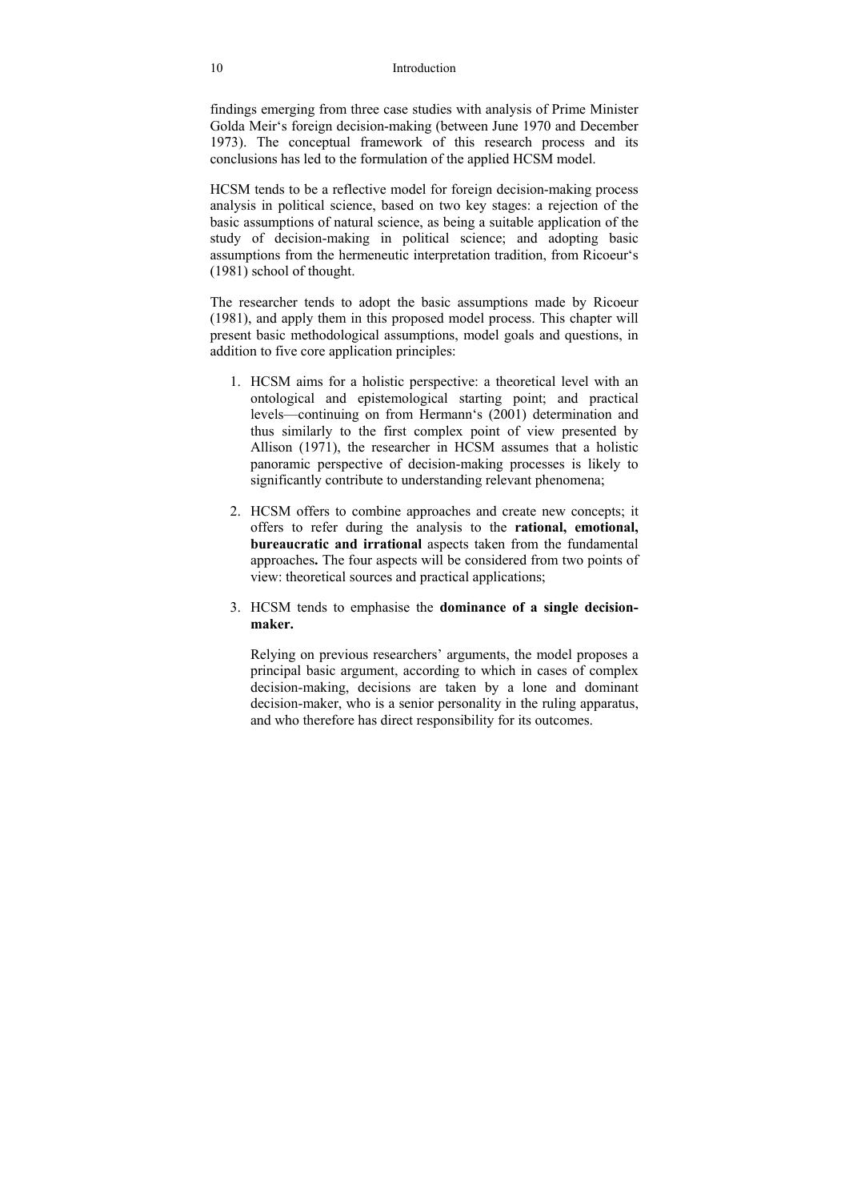findings emerging from three case studies with analysis of Prime Minister Golda Meir's foreign decision-making (between June 1970 and December 1973). The conceptual framework of this research process and its conclusions has led to the formulation of the applied HCSM model.

HCSM tends to be a reflective model for foreign decision-making process analysis in political science, based on two key stages: a rejection of the basic assumptions of natural science, as being a suitable application of the study of decision-making in political science; and adopting basic assumptions from the hermeneutic interpretation tradition, from Ricoeur's (1981) school of thought.

The researcher tends to adopt the basic assumptions made by Ricoeur (1981), and apply them in this proposed model process. This chapter will present basic methodological assumptions, model goals and questions, in addition to five core application principles:

1. HCSM aims for a holistic perspective: a theoretical level with an ontological and epistemological starting point; and practical levels—continuing on from Hermann's (2001) determination and thus similarly to the first complex point of view presented by Allison (1971), the researcher in HCSM assumes that a holistic panoramic perspective of decision-making processes is likely to significantly contribute to understanding relevant phenomena;

2. HCSM offers to combine approaches and create new concepts; it offers to refer during the analysis to the **rational, emotional, bureaucratic and irrational** aspects taken from the fundamental approaches**.** The four aspects will be considered from two points of view: theoretical sources and practical applications;

3. HCSM tends to emphasise the **dominance of a single decision-maker.**

   Relying on previous researchers' arguments, the model proposes a principal basic argument, according to which in cases of complex decision-making, decisions are taken by a lone and dominant decision-maker, who is a senior personality in the ruling apparatus, and who therefore has direct responsibility for its outcomes.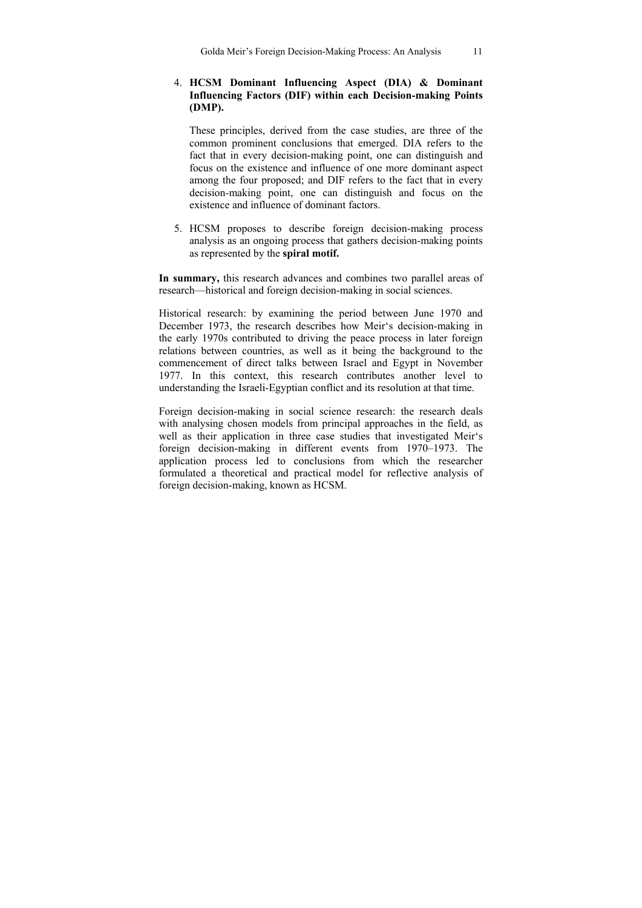4. **HCSM Dominant Influencing Aspect (DIA) & Dominant Influencing Factors (DIF) within each Decision-making Points (DMP).**

   These principles, derived from the case studies, are three of the common prominent conclusions that emerged. DIA refers to the fact that in every decision-making point, one can distinguish and focus on the existence and influence of one more dominant aspect among the four proposed; and DIF refers to the fact that in every decision-making point, one can distinguish and focus on the existence and influence of dominant factors.

5. HCSM proposes to describe foreign decision-making process analysis as an ongoing process that gathers decision-making points as represented by the **spiral motif.**

**In summary,** this research advances and combines two parallel areas of research—historical and foreign decision-making in social sciences.

Historical research: by examining the period between June 1970 and December 1973, the research describes how Meir's decision-making in the early 1970s contributed to driving the peace process in later foreign relations between countries, as well as it being the background to the commencement of direct talks between Israel and Egypt in November 1977. In this context, this research contributes another level to understanding the Israeli-Egyptian conflict and its resolution at that time.

Foreign decision-making in social science research: the research deals with analysing chosen models from principal approaches in the field, as well as their application in three case studies that investigated Meir's foreign decision-making in different events from 1970–1973. The application process led to conclusions from which the researcher formulated a theoretical and practical model for reflective analysis of foreign decision-making, known as HCSM.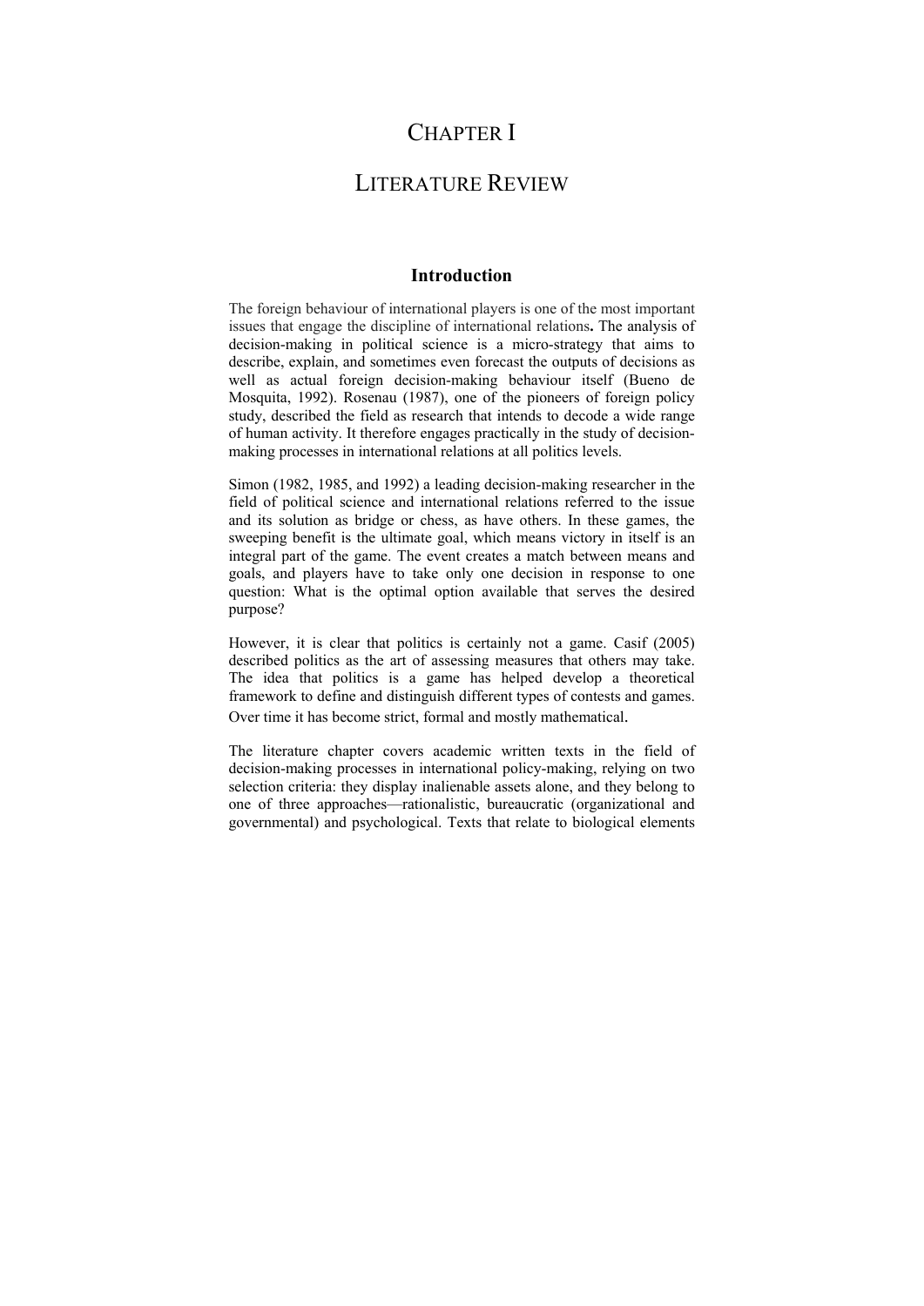# CHAPTER I

# LITERATURE REVIEW

## Introduction

The foreign behaviour of international players is one of the most important issues that engage the discipline of international relations**.** The analysis of decision-making in political science is a micro-strategy that aims to describe, explain, and sometimes even forecast the outputs of decisions as well as actual foreign decision-making behaviour itself (Bueno de Mosquita, 1992). Rosenau (1987), one of the pioneers of foreign policy study, described the field as research that intends to decode a wide range of human activity. It therefore engages practically in the study of decision-making processes in international relations at all politics levels.

Simon (1982, 1985, and 1992) a leading decision-making researcher in the field of political science and international relations referred to the issue and its solution as bridge or chess, as have others. In these games, the sweeping benefit is the ultimate goal, which means victory in itself is an integral part of the game. The event creates a match between means and goals, and players have to take only one decision in response to one question: What is the optimal option available that serves the desired purpose?

However, it is clear that politics is certainly not a game. Casif (2005) described politics as the art of assessing measures that others may take. The idea that politics is a game has helped develop a theoretical framework to define and distinguish different types of contests and games. Over time it has become strict, formal and mostly mathematical.

The literature chapter covers academic written texts in the field of decision-making processes in international policy-making, relying on two selection criteria: they display inalienable assets alone, and they belong to one of three approaches—rationalistic, bureaucratic (organizational and governmental) and psychological. Texts that relate to biological elements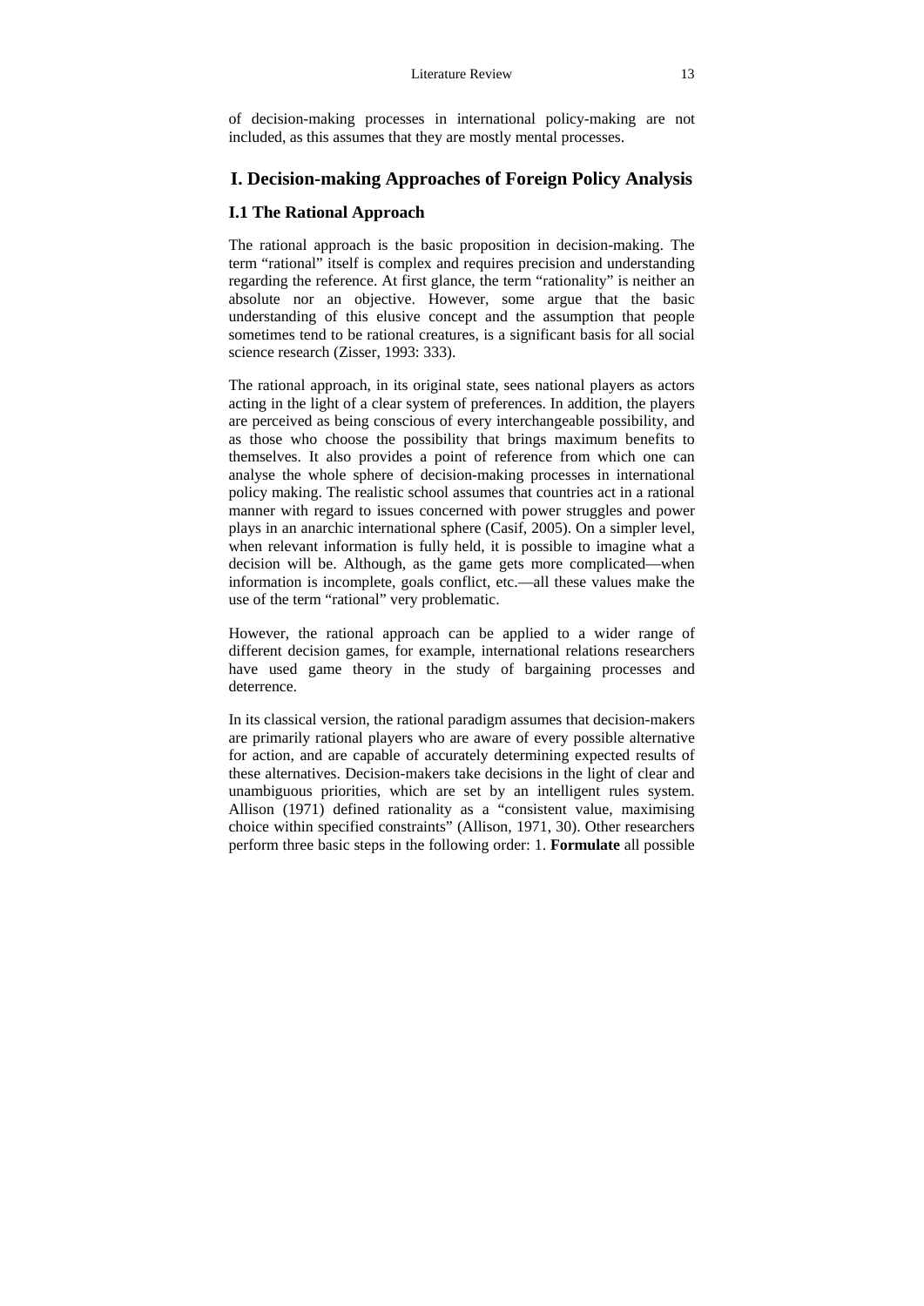of decision-making processes in international policy-making are not included, as this assumes that they are mostly mental processes.

## I. Decision-making Approaches of Foreign Policy Analysis

### I.1 The Rational Approach

The rational approach is the basic proposition in decision-making. The term "rational" itself is complex and requires precision and understanding regarding the reference. At first glance, the term "rationality" is neither an absolute nor an objective. However, some argue that the basic understanding of this elusive concept and the assumption that people sometimes tend to be rational creatures, is a significant basis for all social science research (Zisser, 1993: 333).

The rational approach, in its original state, sees national players as actors acting in the light of a clear system of preferences. In addition, the players are perceived as being conscious of every interchangeable possibility, and as those who choose the possibility that brings maximum benefits to themselves. It also provides a point of reference from which one can analyse the whole sphere of decision-making processes in international policy making. The realistic school assumes that countries act in a rational manner with regard to issues concerned with power struggles and power plays in an anarchic international sphere (Casif, 2005). On a simpler level, when relevant information is fully held, it is possible to imagine what a decision will be. Although, as the game gets more complicated—when information is incomplete, goals conflict, etc.—all these values make the use of the term "rational" very problematic.

However, the rational approach can be applied to a wider range of different decision games, for example, international relations researchers have used game theory in the study of bargaining processes and deterrence.

In its classical version, the rational paradigm assumes that decision-makers are primarily rational players who are aware of every possible alternative for action, and are capable of accurately determining expected results of these alternatives. Decision-makers take decisions in the light of clear and unambiguous priorities, which are set by an intelligent rules system. Allison (1971) defined rationality as a "consistent value, maximising choice within specified constraints" (Allison, 1971, 30). Other researchers perform three basic steps in the following order: 1. **Formulate** all possible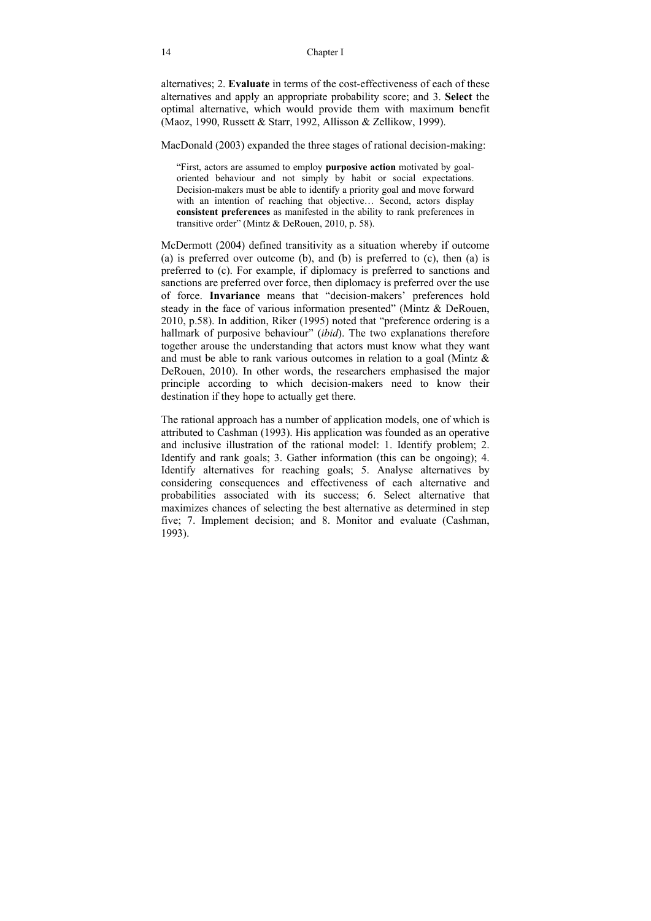alternatives; 2. **Evaluate** in terms of the cost-effectiveness of each of these alternatives and apply an appropriate probability score; and 3. **Select** the optimal alternative, which would provide them with maximum benefit (Maoz, 1990, Russett & Starr, 1992, Allisson & Zellikow, 1999).

MacDonald (2003) expanded the three stages of rational decision-making:

> "First, actors are assumed to employ **purposive action** motivated by goal-oriented behaviour and not simply by habit or social expectations. Decision-makers must be able to identify a priority goal and move forward with an intention of reaching that objective… Second, actors display **consistent preferences** as manifested in the ability to rank preferences in transitive order" (Mintz & DeRouen, 2010, p. 58).

McDermott (2004) defined transitivity as a situation whereby if outcome (a) is preferred over outcome (b), and (b) is preferred to (c), then (a) is preferred to (c). For example, if diplomacy is preferred to sanctions and sanctions are preferred over force, then diplomacy is preferred over the use of force. **Invariance** means that "decision-makers' preferences hold steady in the face of various information presented" (Mintz & DeRouen, 2010, p.58). In addition, Riker (1995) noted that "preference ordering is a hallmark of purposive behaviour" (*ibid*). The two explanations therefore together arouse the understanding that actors must know what they want and must be able to rank various outcomes in relation to a goal (Mintz & DeRouen, 2010). In other words, the researchers emphasised the major principle according to which decision-makers need to know their destination if they hope to actually get there.

The rational approach has a number of application models, one of which is attributed to Cashman (1993). His application was founded as an operative and inclusive illustration of the rational model: 1. Identify problem; 2. Identify and rank goals; 3. Gather information (this can be ongoing); 4. Identify alternatives for reaching goals; 5. Analyse alternatives by considering consequences and effectiveness of each alternative and probabilities associated with its success; 6. Select alternative that maximizes chances of selecting the best alternative as determined in step five; 7. Implement decision; and 8. Monitor and evaluate (Cashman, 1993).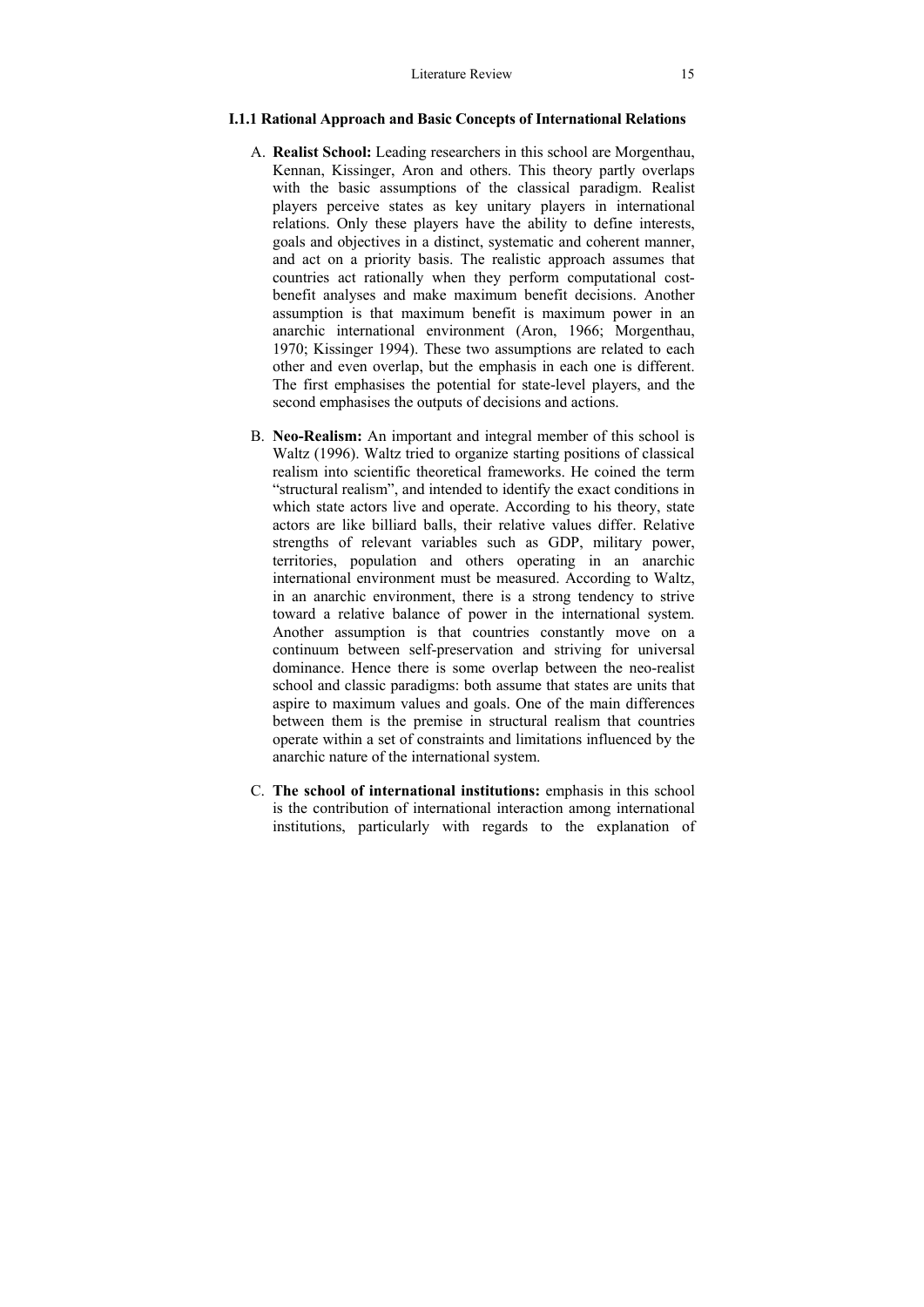### I.1.1 Rational Approach and Basic Concepts of International Relations

A. **Realist School:** Leading researchers in this school are Morgenthau, Kennan, Kissinger, Aron and others. This theory partly overlaps with the basic assumptions of the classical paradigm. Realist players perceive states as key unitary players in international relations. Only these players have the ability to define interests, goals and objectives in a distinct, systematic and coherent manner, and act on a priority basis. The realistic approach assumes that countries act rationally when they perform computational cost-benefit analyses and make maximum benefit decisions. Another assumption is that maximum benefit is maximum power in an anarchic international environment (Aron, 1966; Morgenthau, 1970; Kissinger 1994). These two assumptions are related to each other and even overlap, but the emphasis in each one is different. The first emphasises the potential for state-level players, and the second emphasises the outputs of decisions and actions.

B. **Neo-Realism:** An important and integral member of this school is Waltz (1996). Waltz tried to organize starting positions of classical realism into scientific theoretical frameworks. He coined the term "structural realism", and intended to identify the exact conditions in which state actors live and operate. According to his theory, state actors are like billiard balls, their relative values differ. Relative strengths of relevant variables such as GDP, military power, territories, population and others operating in an anarchic international environment must be measured. According to Waltz, in an anarchic environment, there is a strong tendency to strive toward a relative balance of power in the international system. Another assumption is that countries constantly move on a continuum between self-preservation and striving for universal dominance. Hence there is some overlap between the neo-realist school and classic paradigms: both assume that states are units that aspire to maximum values and goals. One of the main differences between them is the premise in structural realism that countries operate within a set of constraints and limitations influenced by the anarchic nature of the international system.

C. **The school of international institutions:** emphasis in this school is the contribution of international interaction among international institutions, particularly with regards to the explanation of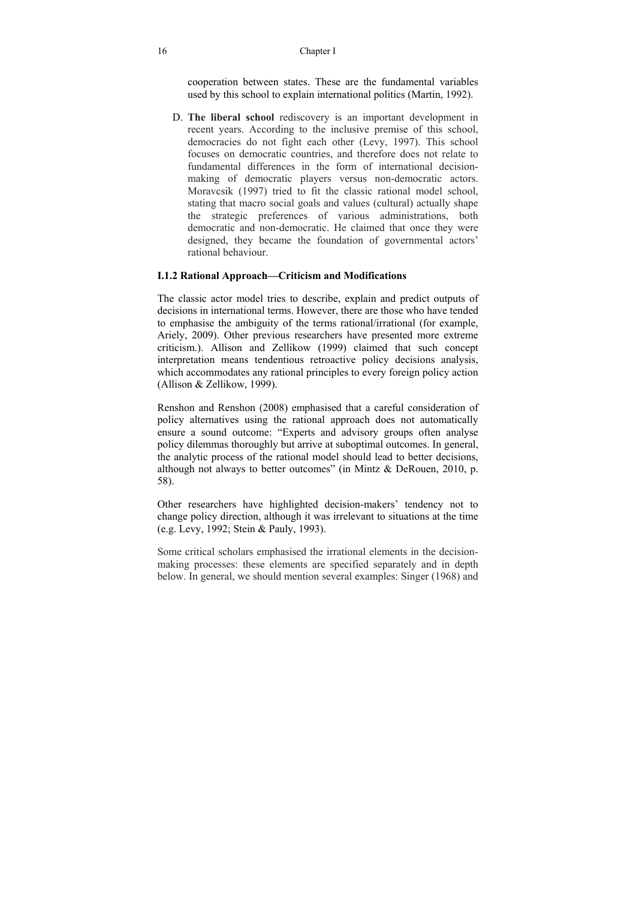cooperation between states. These are the fundamental variables used by this school to explain international politics (Martin, 1992).

D. **The liberal school** rediscovery is an important development in recent years. According to the inclusive premise of this school, democracies do not fight each other (Levy, 1997). This school focuses on democratic countries, and therefore does not relate to fundamental differences in the form of international decision-making of democratic players versus non-democratic actors. Moravcsik (1997) tried to fit the classic rational model school, stating that macro social goals and values (cultural) actually shape the strategic preferences of various administrations, both democratic and non-democratic. He claimed that once they were designed, they became the foundation of governmental actors' rational behaviour.

### I.1.2 Rational Approach—Criticism and Modifications

The classic actor model tries to describe, explain and predict outputs of decisions in international terms. However, there are those who have tended to emphasise the ambiguity of the terms rational/irrational (for example, Ariely, 2009). Other previous researchers have presented more extreme criticism.). Allison and Zellikow (1999) claimed that such concept interpretation means tendentious retroactive policy decisions analysis, which accommodates any rational principles to every foreign policy action (Allison & Zellikow, 1999).

Renshon and Renshon (2008) emphasised that a careful consideration of policy alternatives using the rational approach does not automatically ensure a sound outcome: "Experts and advisory groups often analyse policy dilemmas thoroughly but arrive at suboptimal outcomes. In general, the analytic process of the rational model should lead to better decisions, although not always to better outcomes" (in Mintz & DeRouen, 2010, p. 58).

Other researchers have highlighted decision-makers' tendency not to change policy direction, although it was irrelevant to situations at the time (e.g. Levy, 1992; Stein & Pauly, 1993).

Some critical scholars emphasised the irrational elements in the decision-making processes: these elements are specified separately and in depth below. In general, we should mention several examples: Singer (1968) and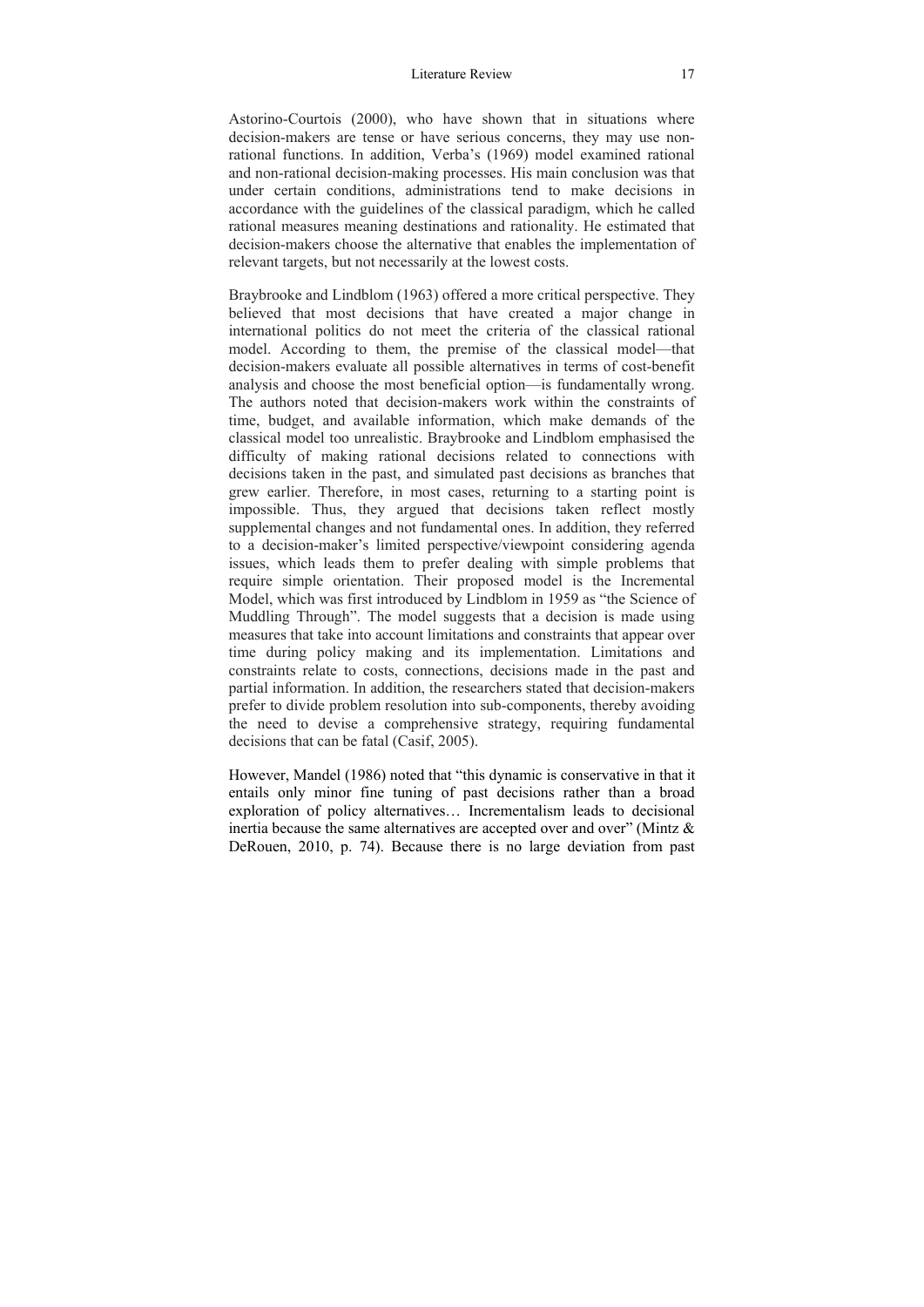Astorino-Courtois (2000), who have shown that in situations where decision-makers are tense or have serious concerns, they may use non-rational functions. In addition, Verba's (1969) model examined rational and non-rational decision-making processes. His main conclusion was that under certain conditions, administrations tend to make decisions in accordance with the guidelines of the classical paradigm, which he called rational measures meaning destinations and rationality. He estimated that decision-makers choose the alternative that enables the implementation of relevant targets, but not necessarily at the lowest costs.

Braybrooke and Lindblom (1963) offered a more critical perspective. They believed that most decisions that have created a major change in international politics do not meet the criteria of the classical rational model. According to them, the premise of the classical model—that decision-makers evaluate all possible alternatives in terms of cost-benefit analysis and choose the most beneficial option—is fundamentally wrong. The authors noted that decision-makers work within the constraints of time, budget, and available information, which make demands of the classical model too unrealistic. Braybrooke and Lindblom emphasised the difficulty of making rational decisions related to connections with decisions taken in the past, and simulated past decisions as branches that grew earlier. Therefore, in most cases, returning to a starting point is impossible. Thus, they argued that decisions taken reflect mostly supplemental changes and not fundamental ones. In addition, they referred to a decision-maker's limited perspective/viewpoint considering agenda issues, which leads them to prefer dealing with simple problems that require simple orientation. Their proposed model is the Incremental Model, which was first introduced by Lindblom in 1959 as "the Science of Muddling Through". The model suggests that a decision is made using measures that take into account limitations and constraints that appear over time during policy making and its implementation. Limitations and constraints relate to costs, connections, decisions made in the past and partial information. In addition, the researchers stated that decision-makers prefer to divide problem resolution into sub-components, thereby avoiding the need to devise a comprehensive strategy, requiring fundamental decisions that can be fatal (Casif, 2005).

However, Mandel (1986) noted that "this dynamic is conservative in that it entails only minor fine tuning of past decisions rather than a broad exploration of policy alternatives… Incrementalism leads to decisional inertia because the same alternatives are accepted over and over" (Mintz & DeRouen, 2010, p. 74). Because there is no large deviation from past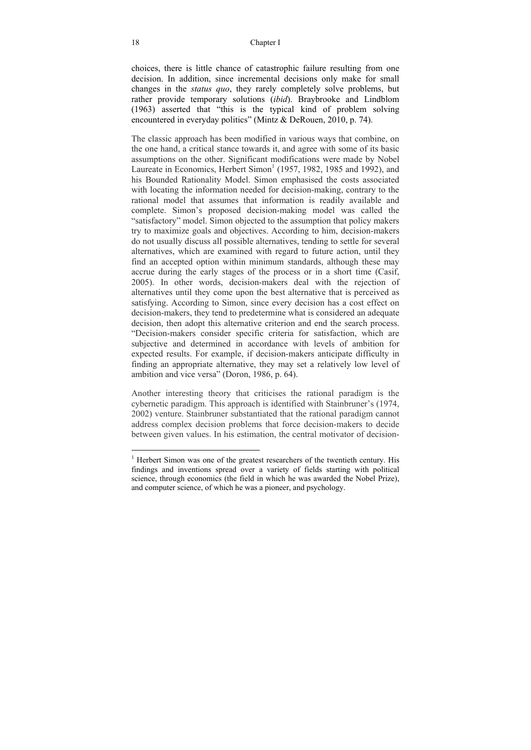choices, there is little chance of catastrophic failure resulting from one decision. In addition, since incremental decisions only make for small changes in the *status quo*, they rarely completely solve problems, but rather provide temporary solutions (*ibid*). Braybrooke and Lindblom (1963) asserted that "this is the typical kind of problem solving encountered in everyday politics" (Mintz & DeRouen, 2010, p. 74).

The classic approach has been modified in various ways that combine, on the one hand, a critical stance towards it, and agree with some of its basic assumptions on the other. Significant modifications were made by Nobel Laureate in Economics, Herbert Simon[1] (1957, 1982, 1985 and 1992), and his Bounded Rationality Model. Simon emphasised the costs associated with locating the information needed for decision-making, contrary to the rational model that assumes that information is readily available and complete. Simon's proposed decision-making model was called the "satisfactory" model. Simon objected to the assumption that policy makers try to maximize goals and objectives. According to him, decision-makers do not usually discuss all possible alternatives, tending to settle for several alternatives, which are examined with regard to future action, until they find an accepted option within minimum standards, although these may accrue during the early stages of the process or in a short time (Casif, 2005). In other words, decision-makers deal with the rejection of alternatives until they come upon the best alternative that is perceived as satisfying. According to Simon, since every decision has a cost effect on decision-makers, they tend to predetermine what is considered an adequate decision, then adopt this alternative criterion and end the search process. "Decision-makers consider specific criteria for satisfaction, which are subjective and determined in accordance with levels of ambition for expected results. For example, if decision-makers anticipate difficulty in finding an appropriate alternative, they may set a relatively low level of ambition and vice versa" (Doron, 1986, p. 64).

Another interesting theory that criticises the rational paradigm is the cybernetic paradigm. This approach is identified with Stainbruner's (1974, 2002) venture. Stainbruner substantiated that the rational paradigm cannot address complex decision problems that force decision-makers to decide between given values. In his estimation, the central motivator of decision-

---

[1] Herbert Simon was one of the greatest researchers of the twentieth century. His findings and inventions spread over a variety of fields starting with political science, through economics (the field in which he was awarded the Nobel Prize), and computer science, of which he was a pioneer, and psychology.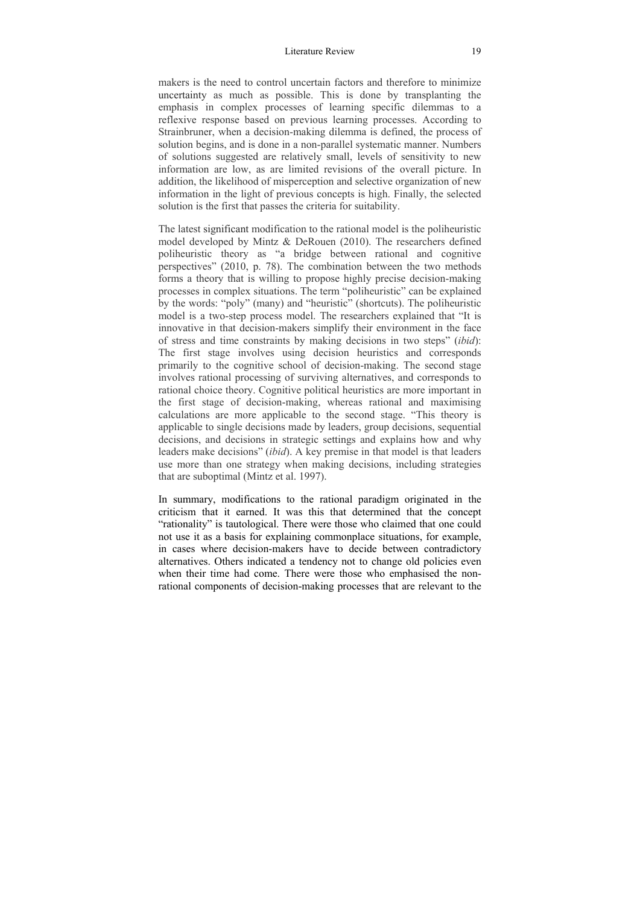makers is the need to control uncertain factors and therefore to minimize uncertainty as much as possible. This is done by transplanting the emphasis in complex processes of learning specific dilemmas to a reflexive response based on previous learning processes. According to Strainbruner, when a decision-making dilemma is defined, the process of solution begins, and is done in a non-parallel systematic manner. Numbers of solutions suggested are relatively small, levels of sensitivity to new information are low, as are limited revisions of the overall picture. In addition, the likelihood of misperception and selective organization of new information in the light of previous concepts is high. Finally, the selected solution is the first that passes the criteria for suitability.

The latest significant modification to the rational model is the poliheuristic model developed by Mintz & DeRouen (2010). The researchers defined poliheuristic theory as "a bridge between rational and cognitive perspectives" (2010, p. 78). The combination between the two methods forms a theory that is willing to propose highly precise decision-making processes in complex situations. The term "poliheuristic" can be explained by the words: "poly" (many) and "heuristic" (shortcuts). The poliheuristic model is a two-step process model. The researchers explained that "It is innovative in that decision-makers simplify their environment in the face of stress and time constraints by making decisions in two steps" (*ibid*): The first stage involves using decision heuristics and corresponds primarily to the cognitive school of decision-making. The second stage involves rational processing of surviving alternatives, and corresponds to rational choice theory. Cognitive political heuristics are more important in the first stage of decision-making, whereas rational and maximising calculations are more applicable to the second stage. "This theory is applicable to single decisions made by leaders, group decisions, sequential decisions, and decisions in strategic settings and explains how and why leaders make decisions" (*ibid*). A key premise in that model is that leaders use more than one strategy when making decisions, including strategies that are suboptimal (Mintz et al. 1997).

In summary, modifications to the rational paradigm originated in the criticism that it earned. It was this that determined that the concept "rationality" is tautological. There were those who claimed that one could not use it as a basis for explaining commonplace situations, for example, in cases where decision-makers have to decide between contradictory alternatives. Others indicated a tendency not to change old policies even when their time had come. There were those who emphasised the non-rational components of decision-making processes that are relevant to the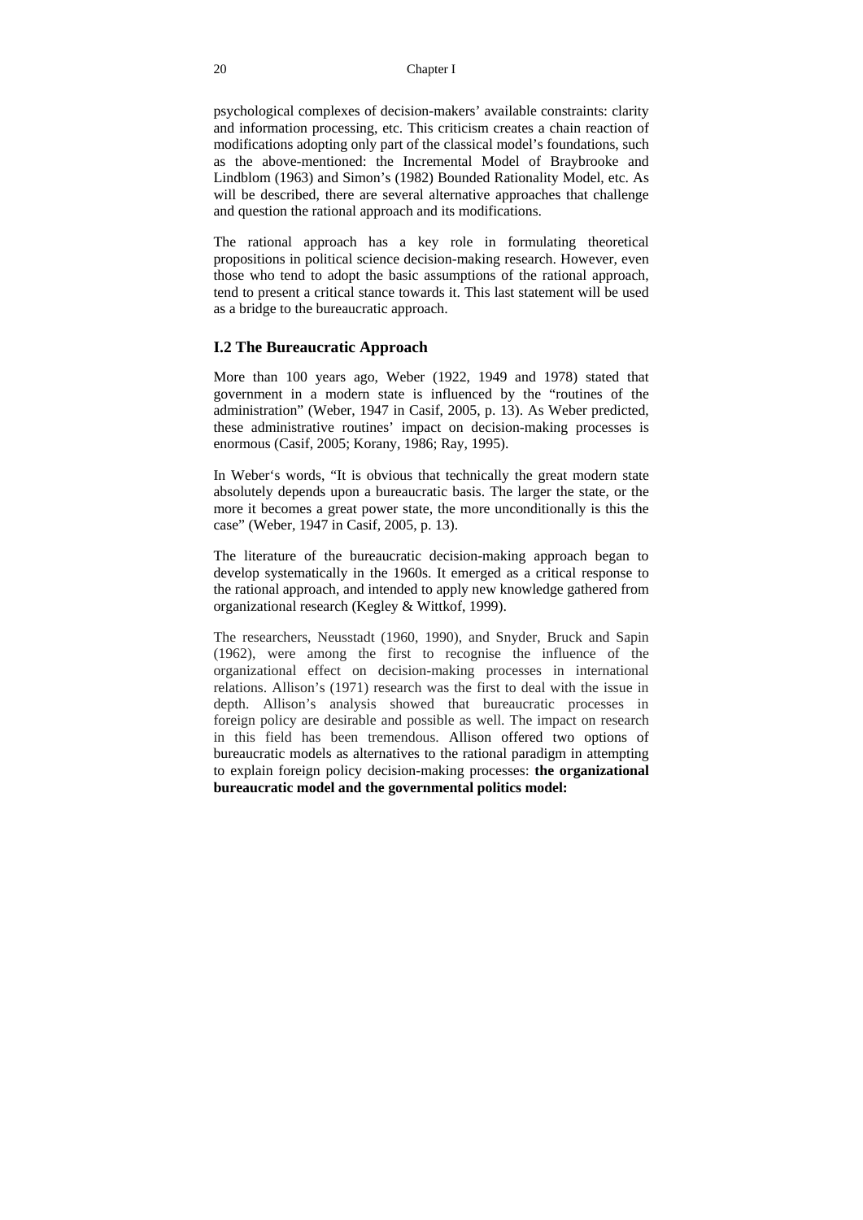psychological complexes of decision-makers' available constraints: clarity and information processing, etc. This criticism creates a chain reaction of modifications adopting only part of the classical model's foundations, such as the above-mentioned: the Incremental Model of Braybrooke and Lindblom (1963) and Simon's (1982) Bounded Rationality Model, etc. As will be described, there are several alternative approaches that challenge and question the rational approach and its modifications.

The rational approach has a key role in formulating theoretical propositions in political science decision-making research. However, even those who tend to adopt the basic assumptions of the rational approach, tend to present a critical stance towards it. This last statement will be used as a bridge to the bureaucratic approach.

## I.2 The Bureaucratic Approach

More than 100 years ago, Weber (1922, 1949 and 1978) stated that government in a modern state is influenced by the "routines of the administration" (Weber, 1947 in Casif, 2005, p. 13). As Weber predicted, these administrative routines' impact on decision-making processes is enormous (Casif, 2005; Korany, 1986; Ray, 1995).

In Weber's words, "It is obvious that technically the great modern state absolutely depends upon a bureaucratic basis. The larger the state, or the more it becomes a great power state, the more unconditionally is this the case" (Weber, 1947 in Casif, 2005, p. 13).

The literature of the bureaucratic decision-making approach began to develop systematically in the 1960s. It emerged as a critical response to the rational approach, and intended to apply new knowledge gathered from organizational research (Kegley & Wittkof, 1999).

The researchers, Neusstadt (1960, 1990), and Snyder, Bruck and Sapin (1962), were among the first to recognise the influence of the organizational effect on decision-making processes in international relations. Allison's (1971) research was the first to deal with the issue in depth. Allison's analysis showed that bureaucratic processes in foreign policy are desirable and possible as well. The impact on research in this field has been tremendous. Allison offered two options of bureaucratic models as alternatives to the rational paradigm in attempting to explain foreign policy decision-making processes: **the organizational bureaucratic model and the governmental politics model:**